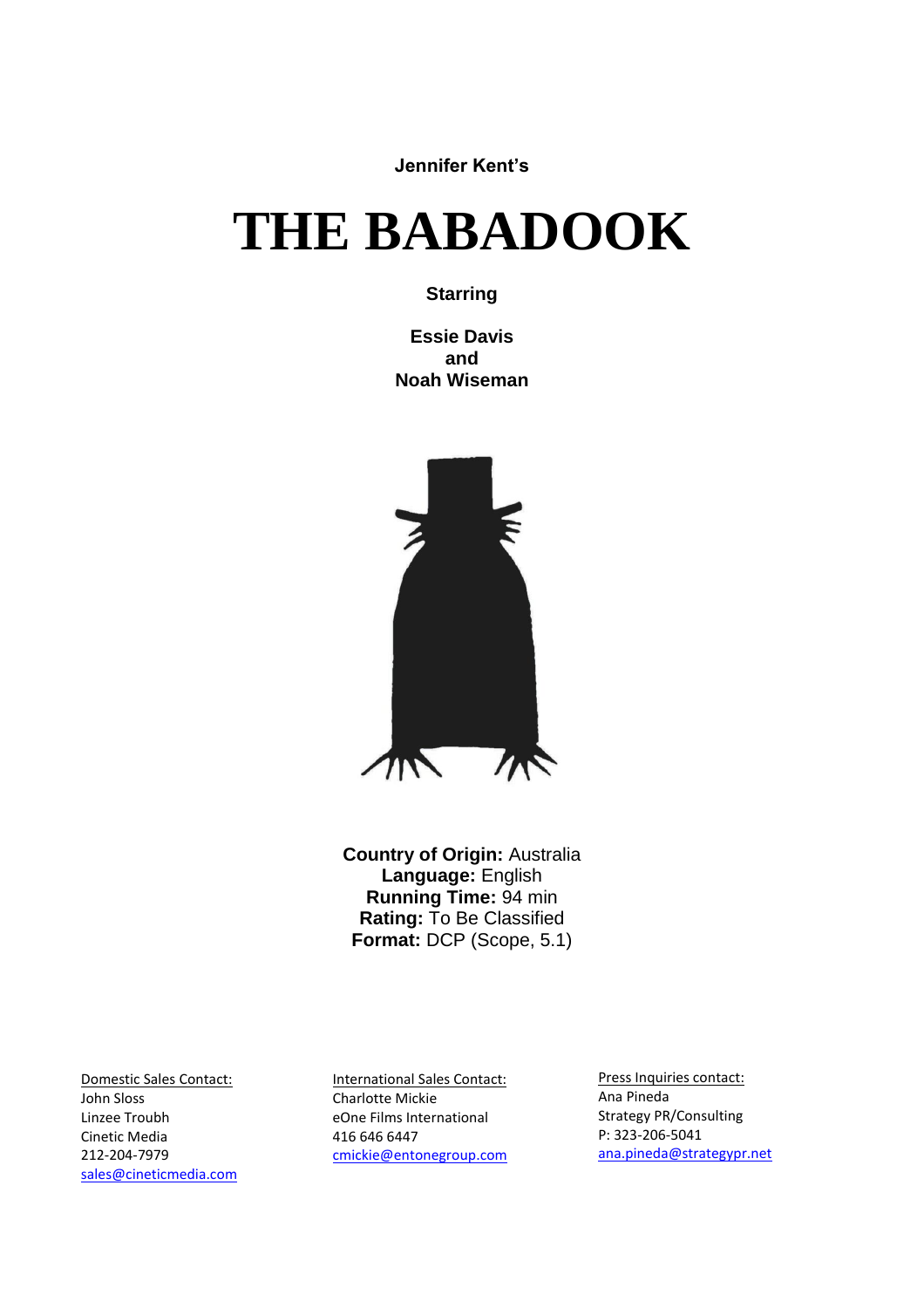**Jennifer Kent's**

# THE BABADOOK

**Starring**

**Essie Davis**
**and**
**Noah Wiseman**

**Country of Origin:** Australia
**Language:** English
**Running Time:** 94 min
**Rating:** To Be Classified
**Format:** DCP (Scope, 5.1)

Domestic Sales Contact:
John Sloss
Linzee Troubh
Cinetic Media
212-204-7979
sales@cineticmedia.com

International Sales Contact:
Charlotte Mickie
eOne Films International
416 646 6447
cmickie@entonegroup.com

Press Inquiries contact:
Ana Pineda
Strategy PR/Consulting
P: 323-206-5041
ana.pineda@strategypr.net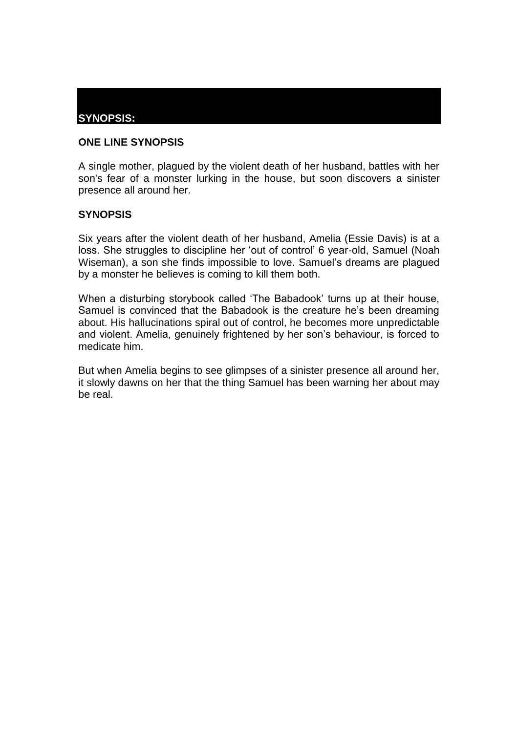## SYNOPSIS:

### ONE LINE SYNOPSIS

A single mother, plagued by the violent death of her husband, battles with her son's fear of a monster lurking in the house, but soon discovers a sinister presence all around her.

### SYNOPSIS

Six years after the violent death of her husband, Amelia (Essie Davis) is at a loss. She struggles to discipline her 'out of control' 6 year-old, Samuel (Noah Wiseman), a son she finds impossible to love. Samuel's dreams are plagued by a monster he believes is coming to kill them both.

When a disturbing storybook called 'The Babadook' turns up at their house, Samuel is convinced that the Babadook is the creature he's been dreaming about. His hallucinations spiral out of control, he becomes more unpredictable and violent. Amelia, genuinely frightened by her son's behaviour, is forced to medicate him.

But when Amelia begins to see glimpses of a sinister presence all around her, it slowly dawns on her that the thing Samuel has been warning her about may be real.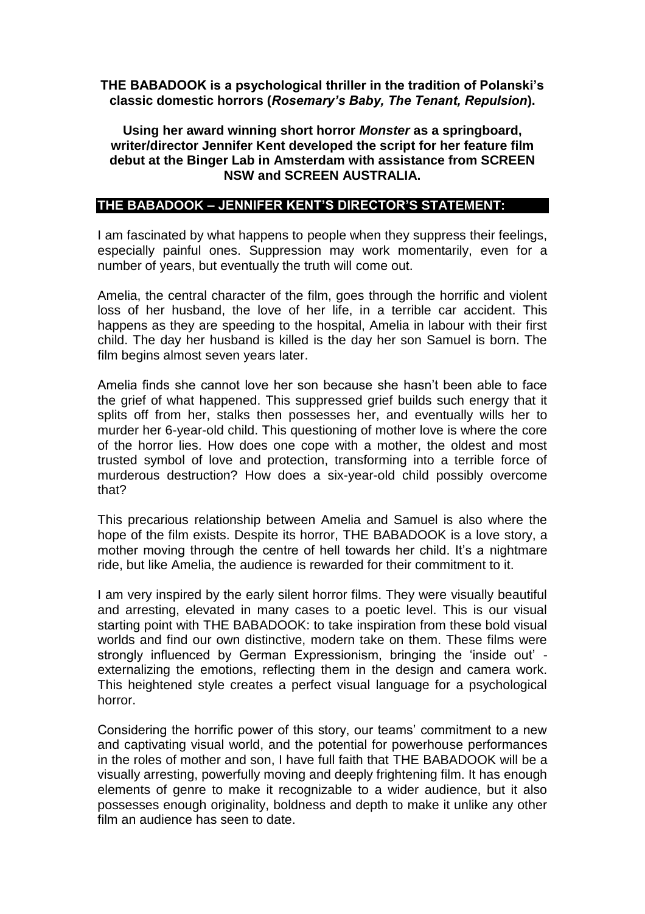**THE BABADOOK is a psychological thriller in the tradition of Polanski's classic domestic horrors (*Rosemary's Baby, The Tenant, Repulsion*).**

**Using her award winning short horror *Monster* as a springboard, writer/director Jennifer Kent developed the script for her feature film debut at the Binger Lab in Amsterdam with assistance from SCREEN NSW and SCREEN AUSTRALIA.**

## THE BABADOOK – JENNIFER KENT'S DIRECTOR'S STATEMENT:

I am fascinated by what happens to people when they suppress their feelings, especially painful ones. Suppression may work momentarily, even for a number of years, but eventually the truth will come out.

Amelia, the central character of the film, goes through the horrific and violent loss of her husband, the love of her life, in a terrible car accident. This happens as they are speeding to the hospital, Amelia in labour with their first child. The day her husband is killed is the day her son Samuel is born. The film begins almost seven years later.

Amelia finds she cannot love her son because she hasn't been able to face the grief of what happened. This suppressed grief builds such energy that it splits off from her, stalks then possesses her, and eventually wills her to murder her 6-year-old child. This questioning of mother love is where the core of the horror lies. How does one cope with a mother, the oldest and most trusted symbol of love and protection, transforming into a terrible force of murderous destruction? How does a six-year-old child possibly overcome that?

This precarious relationship between Amelia and Samuel is also where the hope of the film exists. Despite its horror, THE BABADOOK is a love story, a mother moving through the centre of hell towards her child. It's a nightmare ride, but like Amelia, the audience is rewarded for their commitment to it.

I am very inspired by the early silent horror films. They were visually beautiful and arresting, elevated in many cases to a poetic level. This is our visual starting point with THE BABADOOK: to take inspiration from these bold visual worlds and find our own distinctive, modern take on them. These films were strongly influenced by German Expressionism, bringing the 'inside out' - externalizing the emotions, reflecting them in the design and camera work. This heightened style creates a perfect visual language for a psychological horror.

Considering the horrific power of this story, our teams' commitment to a new and captivating visual world, and the potential for powerhouse performances in the roles of mother and son, I have full faith that THE BABADOOK will be a visually arresting, powerfully moving and deeply frightening film. It has enough elements of genre to make it recognizable to a wider audience, but it also possesses enough originality, boldness and depth to make it unlike any other film an audience has seen to date.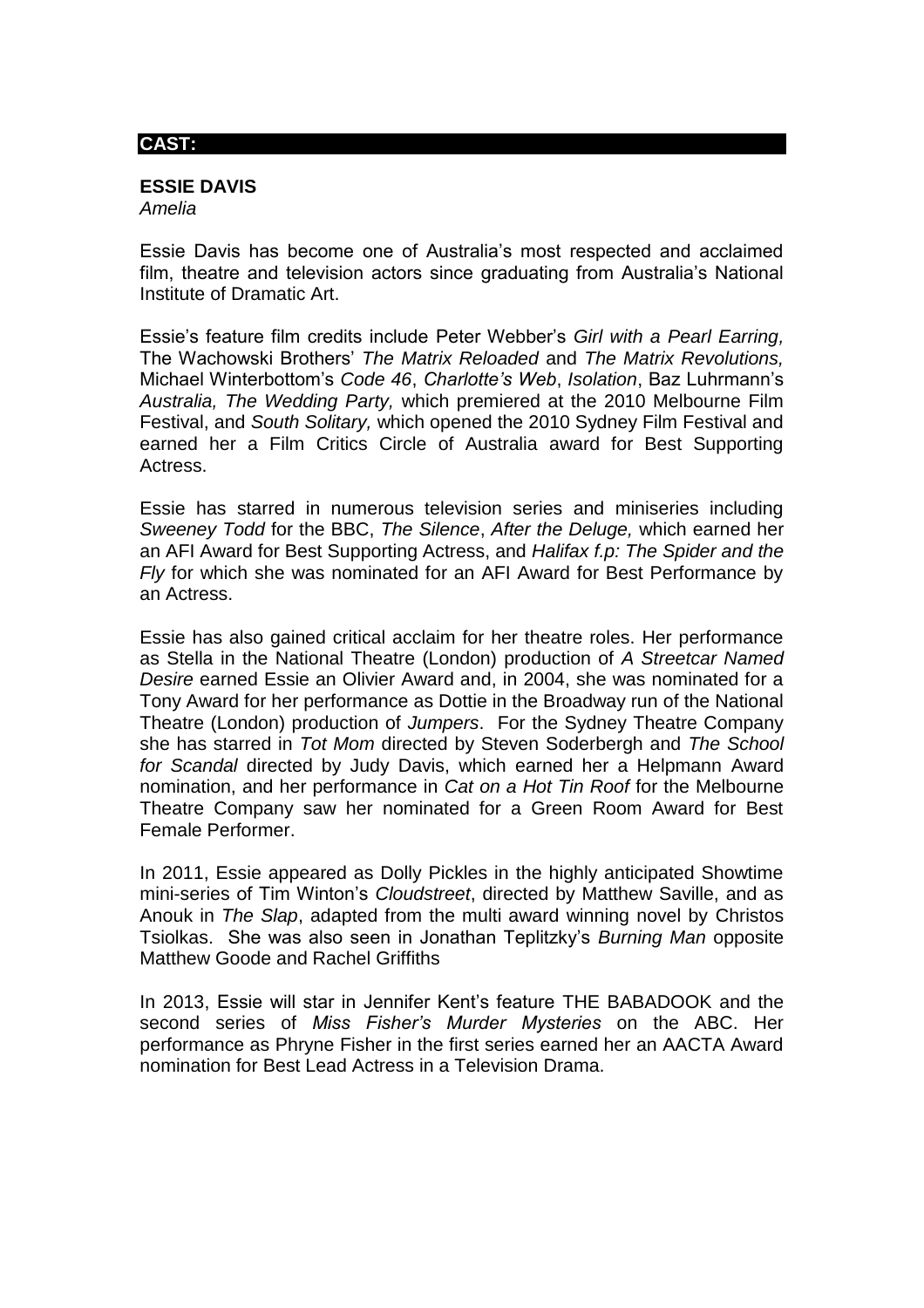## CAST:

**ESSIE DAVIS**
*Amelia*

Essie Davis has become one of Australia's most respected and acclaimed film, theatre and television actors since graduating from Australia's National Institute of Dramatic Art.

Essie's feature film credits include Peter Webber's *Girl with a Pearl Earring,* The Wachowski Brothers' *The Matrix Reloaded* and *The Matrix Revolutions,* Michael Winterbottom's *Code 46*, *Charlotte's Web*, *Isolation*, Baz Luhrmann's *Australia, The Wedding Party,* which premiered at the 2010 Melbourne Film Festival, and *South Solitary,* which opened the 2010 Sydney Film Festival and earned her a Film Critics Circle of Australia award for Best Supporting Actress.

Essie has starred in numerous television series and miniseries including *Sweeney Todd* for the BBC, *The Silence*, *After the Deluge,* which earned her an AFI Award for Best Supporting Actress, and *Halifax f.p: The Spider and the Fly* for which she was nominated for an AFI Award for Best Performance by an Actress.

Essie has also gained critical acclaim for her theatre roles. Her performance as Stella in the National Theatre (London) production of *A Streetcar Named Desire* earned Essie an Olivier Award and, in 2004, she was nominated for a Tony Award for her performance as Dottie in the Broadway run of the National Theatre (London) production of *Jumpers*. For the Sydney Theatre Company she has starred in *Tot Mom* directed by Steven Soderbergh and *The School for Scandal* directed by Judy Davis, which earned her a Helpmann Award nomination, and her performance in *Cat on a Hot Tin Roof* for the Melbourne Theatre Company saw her nominated for a Green Room Award for Best Female Performer.

In 2011, Essie appeared as Dolly Pickles in the highly anticipated Showtime mini-series of Tim Winton's *Cloudstreet*, directed by Matthew Saville, and as Anouk in *The Slap*, adapted from the multi award winning novel by Christos Tsiolkas. She was also seen in Jonathan Teplitzky's *Burning Man* opposite Matthew Goode and Rachel Griffiths

In 2013, Essie will star in Jennifer Kent's feature THE BABADOOK and the second series of *Miss Fisher's Murder Mysteries* on the ABC. Her performance as Phryne Fisher in the first series earned her an AACTA Award nomination for Best Lead Actress in a Television Drama.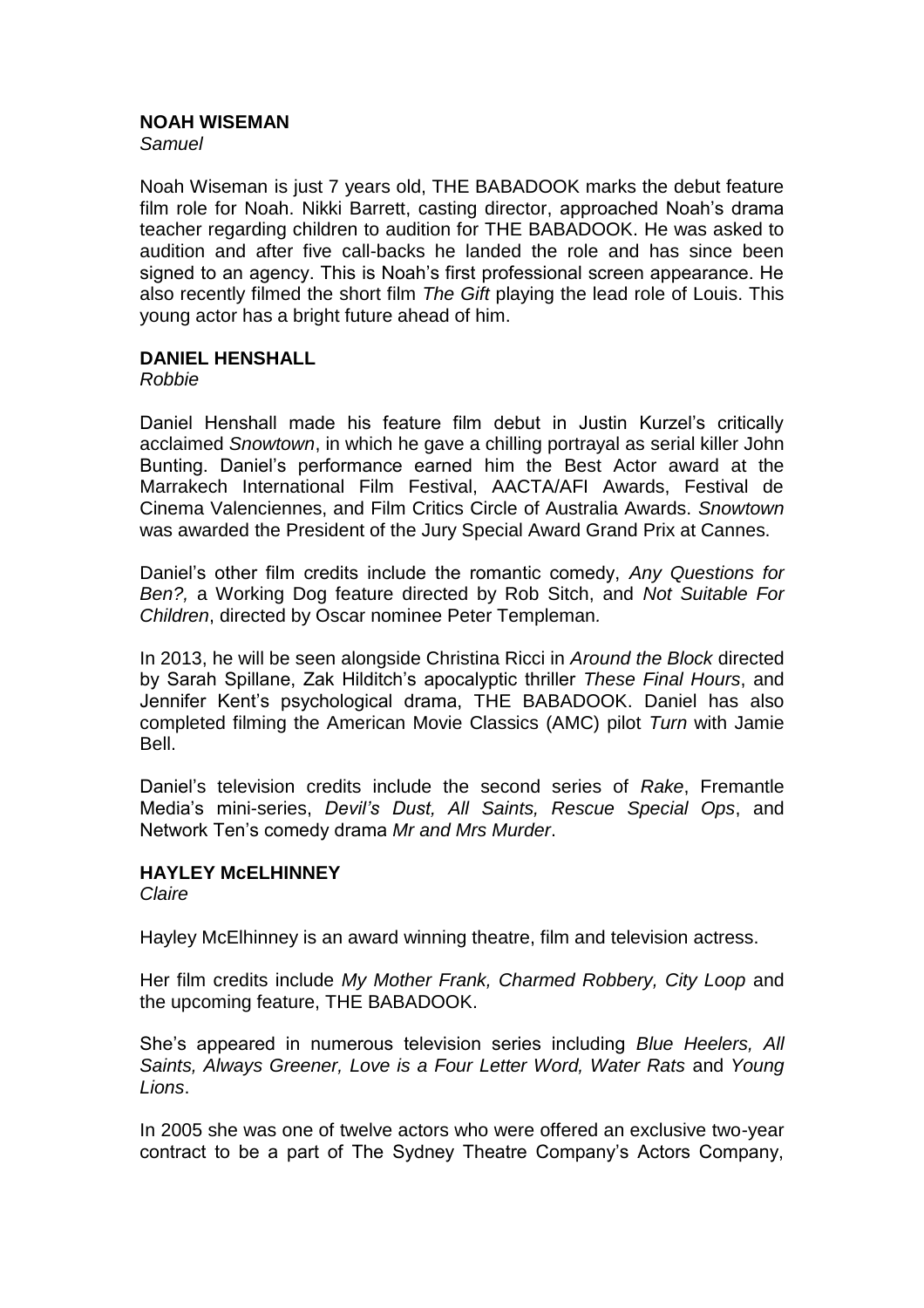**NOAH WISEMAN**
*Samuel*

Noah Wiseman is just 7 years old, THE BABADOOK marks the debut feature film role for Noah. Nikki Barrett, casting director, approached Noah's drama teacher regarding children to audition for THE BABADOOK. He was asked to audition and after five call-backs he landed the role and has since been signed to an agency. This is Noah's first professional screen appearance. He also recently filmed the short film *The Gift* playing the lead role of Louis. This young actor has a bright future ahead of him.

**DANIEL HENSHALL**
*Robbie*

Daniel Henshall made his feature film debut in Justin Kurzel's critically acclaimed *Snowtown*, in which he gave a chilling portrayal as serial killer John Bunting. Daniel's performance earned him the Best Actor award at the Marrakech International Film Festival, AACTA/AFI Awards, Festival de Cinema Valenciennes, and Film Critics Circle of Australia Awards. *Snowtown* was awarded the President of the Jury Special Award Grand Prix at Cannes.

Daniel's other film credits include the romantic comedy, *Any Questions for Ben?,* a Working Dog feature directed by Rob Sitch, and *Not Suitable For Children*, directed by Oscar nominee Peter Templeman.

In 2013, he will be seen alongside Christina Ricci in *Around the Block* directed by Sarah Spillane, Zak Hilditch's apocalyptic thriller *These Final Hours*, and Jennifer Kent's psychological drama, THE BABADOOK. Daniel has also completed filming the American Movie Classics (AMC) pilot *Turn* with Jamie Bell.

Daniel's television credits include the second series of *Rake*, Fremantle Media's mini-series, *Devil's Dust, All Saints, Rescue Special Ops*, and Network Ten's comedy drama *Mr and Mrs Murder*.

**HAYLEY McELHINNEY**
*Claire*

Hayley McElhinney is an award winning theatre, film and television actress.

Her film credits include *My Mother Frank, Charmed Robbery, City Loop* and the upcoming feature, THE BABADOOK.

She's appeared in numerous television series including *Blue Heelers, All Saints, Always Greener, Love is a Four Letter Word, Water Rats* and *Young Lions*.

In 2005 she was one of twelve actors who were offered an exclusive two-year contract to be a part of The Sydney Theatre Company's Actors Company,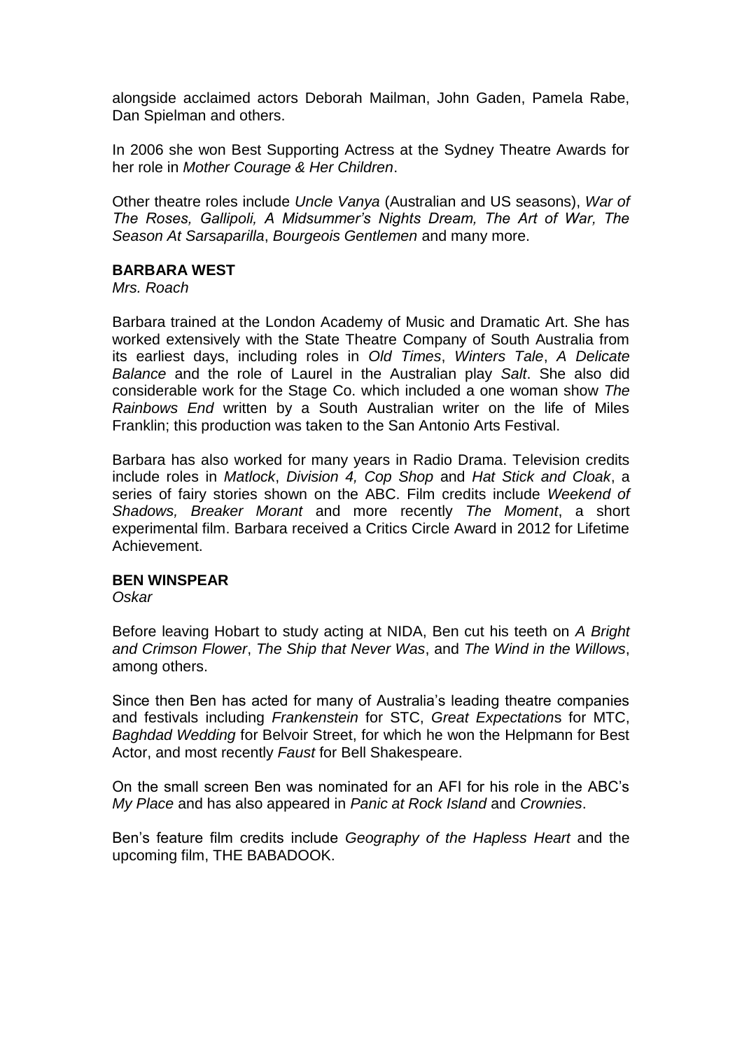alongside acclaimed actors Deborah Mailman, John Gaden, Pamela Rabe, Dan Spielman and others.

In 2006 she won Best Supporting Actress at the Sydney Theatre Awards for her role in *Mother Courage & Her Children*.

Other theatre roles include *Uncle Vanya* (Australian and US seasons), *War of The Roses, Gallipoli, A Midsummer's Nights Dream, The Art of War, The Season At Sarsaparilla*, *Bourgeois Gentlemen* and many more.

**BARBARA WEST**
*Mrs. Roach*

Barbara trained at the London Academy of Music and Dramatic Art. She has worked extensively with the State Theatre Company of South Australia from its earliest days, including roles in *Old Times*, *Winters Tale*, *A Delicate Balance* and the role of Laurel in the Australian play *Salt*. She also did considerable work for the Stage Co. which included a one woman show *The Rainbows End* written by a South Australian writer on the life of Miles Franklin; this production was taken to the San Antonio Arts Festival.

Barbara has also worked for many years in Radio Drama. Television credits include roles in *Matlock*, *Division 4, Cop Shop* and *Hat Stick and Cloak*, a series of fairy stories shown on the ABC. Film credits include *Weekend of Shadows, Breaker Morant* and more recently *The Moment*, a short experimental film. Barbara received a Critics Circle Award in 2012 for Lifetime Achievement.

**BEN WINSPEAR**
*Oskar*

Before leaving Hobart to study acting at NIDA, Ben cut his teeth on *A Bright and Crimson Flower*, *The Ship that Never Was*, and *The Wind in the Willows*, among others.

Since then Ben has acted for many of Australia's leading theatre companies and festivals including *Frankenstein* for STC, *Great Expectations* for MTC, *Baghdad Wedding* for Belvoir Street, for which he won the Helpmann for Best Actor, and most recently *Faust* for Bell Shakespeare.

On the small screen Ben was nominated for an AFI for his role in the ABC's *My Place* and has also appeared in *Panic at Rock Island* and *Crownies*.

Ben's feature film credits include *Geography of the Hapless Heart* and the upcoming film, THE BABADOOK.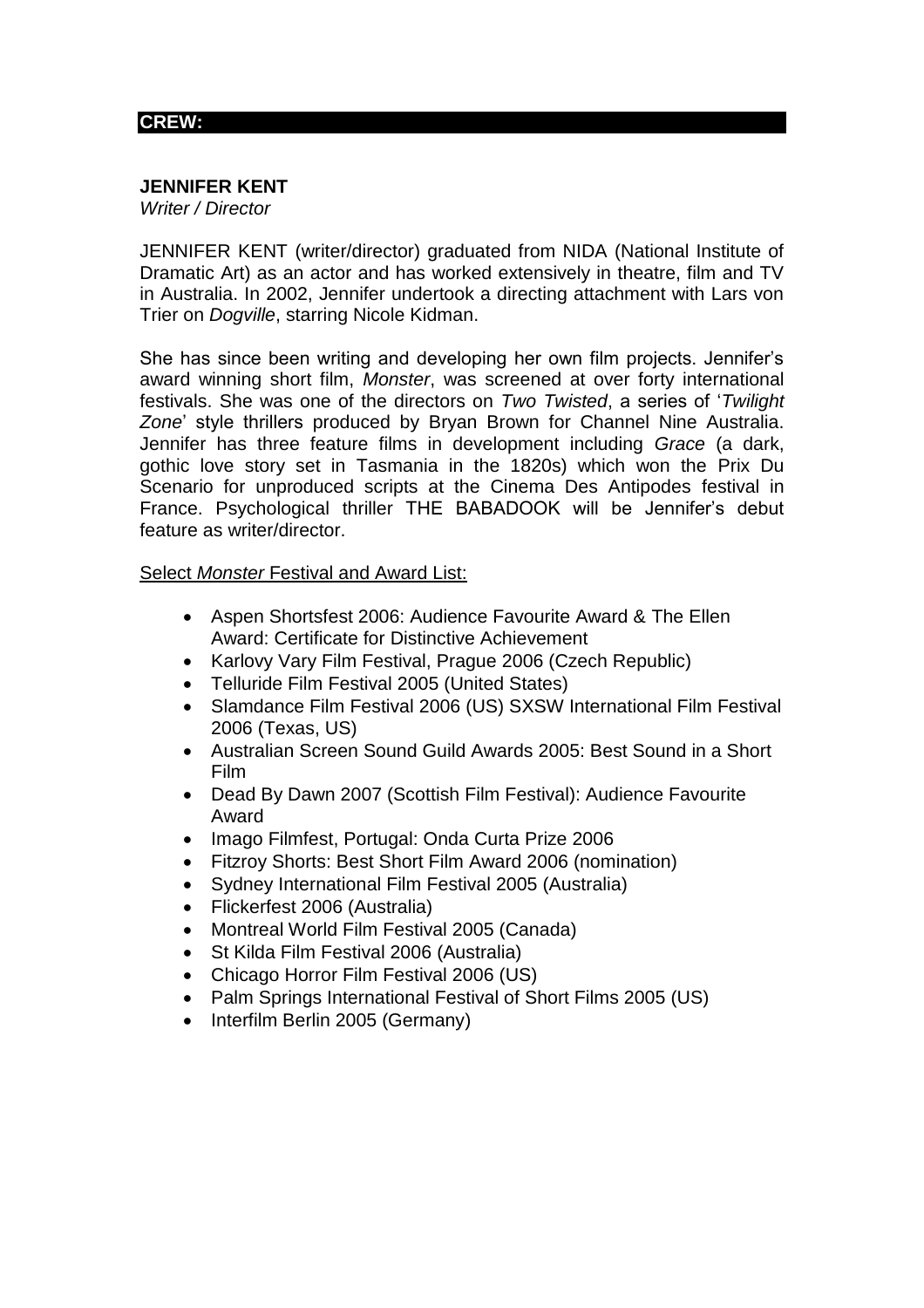## CREW:

**JENNIFER KENT**
*Writer / Director*

JENNIFER KENT (writer/director) graduated from NIDA (National Institute of Dramatic Art) as an actor and has worked extensively in theatre, film and TV in Australia. In 2002, Jennifer undertook a directing attachment with Lars von Trier on *Dogville*, starring Nicole Kidman.

She has since been writing and developing her own film projects. Jennifer's award winning short film, *Monster*, was screened at over forty international festivals. She was one of the directors on *Two Twisted*, a series of '*Twilight Zone*' style thrillers produced by Bryan Brown for Channel Nine Australia. Jennifer has three feature films in development including *Grace* (a dark, gothic love story set in Tasmania in the 1820s) which won the Prix Du Scenario for unproduced scripts at the Cinema Des Antipodes festival in France. Psychological thriller THE BABADOOK will be Jennifer's debut feature as writer/director.

Select *Monster* Festival and Award List:

- Aspen Shortsfest 2006: Audience Favourite Award & The Ellen Award: Certificate for Distinctive Achievement
- Karlovy Vary Film Festival, Prague 2006 (Czech Republic)
- Telluride Film Festival 2005 (United States)
- Slamdance Film Festival 2006 (US) SXSW International Film Festival 2006 (Texas, US)
- Australian Screen Sound Guild Awards 2005: Best Sound in a Short Film
- Dead By Dawn 2007 (Scottish Film Festival): Audience Favourite Award
- Imago Filmfest, Portugal: Onda Curta Prize 2006
- Fitzroy Shorts: Best Short Film Award 2006 (nomination)
- Sydney International Film Festival 2005 (Australia)
- Flickerfest 2006 (Australia)
- Montreal World Film Festival 2005 (Canada)
- St Kilda Film Festival 2006 (Australia)
- Chicago Horror Film Festival 2006 (US)
- Palm Springs International Festival of Short Films 2005 (US)
- Interfilm Berlin 2005 (Germany)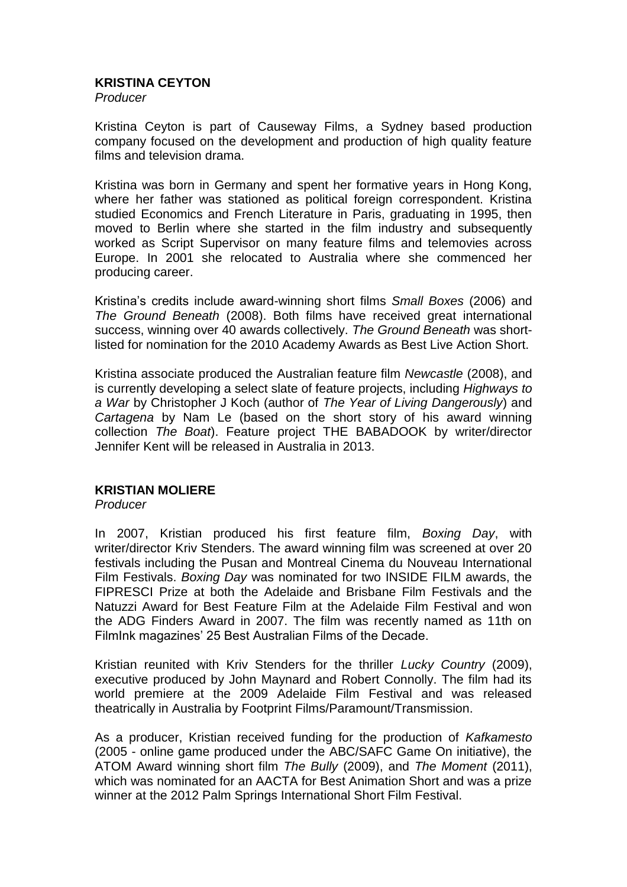**KRISTINA CEYTON**
*Producer*

Kristina Ceyton is part of Causeway Films, a Sydney based production company focused on the development and production of high quality feature films and television drama.

Kristina was born in Germany and spent her formative years in Hong Kong, where her father was stationed as political foreign correspondent. Kristina studied Economics and French Literature in Paris, graduating in 1995, then moved to Berlin where she started in the film industry and subsequently worked as Script Supervisor on many feature films and telemovies across Europe. In 2001 she relocated to Australia where she commenced her producing career.

Kristina's credits include award-winning short films *Small Boxes* (2006) and *The Ground Beneath* (2008). Both films have received great international success, winning over 40 awards collectively. *The Ground Beneath* was short-listed for nomination for the 2010 Academy Awards as Best Live Action Short.

Kristina associate produced the Australian feature film *Newcastle* (2008), and is currently developing a select slate of feature projects, including *Highways to a War* by Christopher J Koch (author of *The Year of Living Dangerously*) and *Cartagena* by Nam Le (based on the short story of his award winning collection *The Boat*). Feature project THE BABADOOK by writer/director Jennifer Kent will be released in Australia in 2013.

**KRISTIAN MOLIERE**
*Producer*

In 2007, Kristian produced his first feature film, *Boxing Day*, with writer/director Kriv Stenders. The award winning film was screened at over 20 festivals including the Pusan and Montreal Cinema du Nouveau International Film Festivals. *Boxing Day* was nominated for two INSIDE FILM awards, the FIPRESCI Prize at both the Adelaide and Brisbane Film Festivals and the Natuzzi Award for Best Feature Film at the Adelaide Film Festival and won the ADG Finders Award in 2007. The film was recently named as 11th on FilmInk magazines' 25 Best Australian Films of the Decade.

Kristian reunited with Kriv Stenders for the thriller *Lucky Country* (2009), executive produced by John Maynard and Robert Connolly. The film had its world premiere at the 2009 Adelaide Film Festival and was released theatrically in Australia by Footprint Films/Paramount/Transmission.

As a producer, Kristian received funding for the production of *Kafkamesto* (2005 - online game produced under the ABC/SAFC Game On initiative), the ATOM Award winning short film *The Bully* (2009), and *The Moment* (2011), which was nominated for an AACTA for Best Animation Short and was a prize winner at the 2012 Palm Springs International Short Film Festival.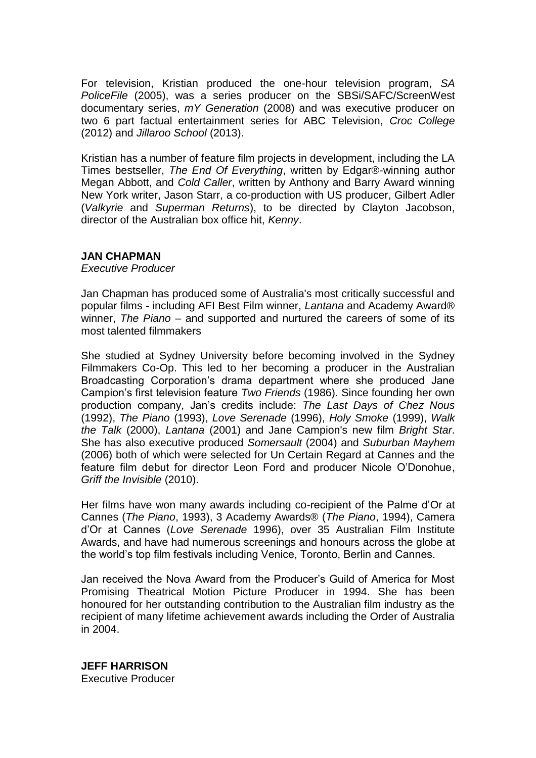For television, Kristian produced the one-hour television program, *SA PoliceFile* (2005), was a series producer on the SBSi/SAFC/ScreenWest documentary series, *mY Generation* (2008) and was executive producer on two 6 part factual entertainment series for ABC Television, *Croc College* (2012) and *Jillaroo School* (2013).

Kristian has a number of feature film projects in development, including the LA Times bestseller, *The End Of Everything*, written by Edgar®-winning author Megan Abbott, and *Cold Caller*, written by Anthony and Barry Award winning New York writer, Jason Starr, a co-production with US producer, Gilbert Adler (*Valkyrie* and *Superman Returns*), to be directed by Clayton Jacobson, director of the Australian box office hit, *Kenny*.

**JAN CHAPMAN**
*Executive Producer*

Jan Chapman has produced some of Australia's most critically successful and popular films - including AFI Best Film winner, *Lantana* and Academy Award® winner, *The Piano* – and supported and nurtured the careers of some of its most talented filmmakers

She studied at Sydney University before becoming involved in the Sydney Filmmakers Co-Op. This led to her becoming a producer in the Australian Broadcasting Corporation's drama department where she produced Jane Campion's first television feature *Two Friends* (1986). Since founding her own production company, Jan's credits include: *The Last Days of Chez Nous* (1992), *The Piano* (1993), *Love Serenade* (1996), *Holy Smoke* (1999), *Walk the Talk* (2000), *Lantana* (2001) and Jane Campion's new film *Bright Star*. She has also executive produced *Somersault* (2004) and *Suburban Mayhem* (2006) both of which were selected for Un Certain Regard at Cannes and the feature film debut for director Leon Ford and producer Nicole O'Donohue, *Griff the Invisible* (2010).

Her films have won many awards including co-recipient of the Palme d'Or at Cannes (*The Piano*, 1993), 3 Academy Awards® (*The Piano*, 1994), Camera d'Or at Cannes (*Love Serenade* 1996), over 35 Australian Film Institute Awards, and have had numerous screenings and honours across the globe at the world's top film festivals including Venice, Toronto, Berlin and Cannes.

Jan received the Nova Award from the Producer's Guild of America for Most Promising Theatrical Motion Picture Producer in 1994. She has been honoured for her outstanding contribution to the Australian film industry as the recipient of many lifetime achievement awards including the Order of Australia in 2004.

**JEFF HARRISON**
Executive Producer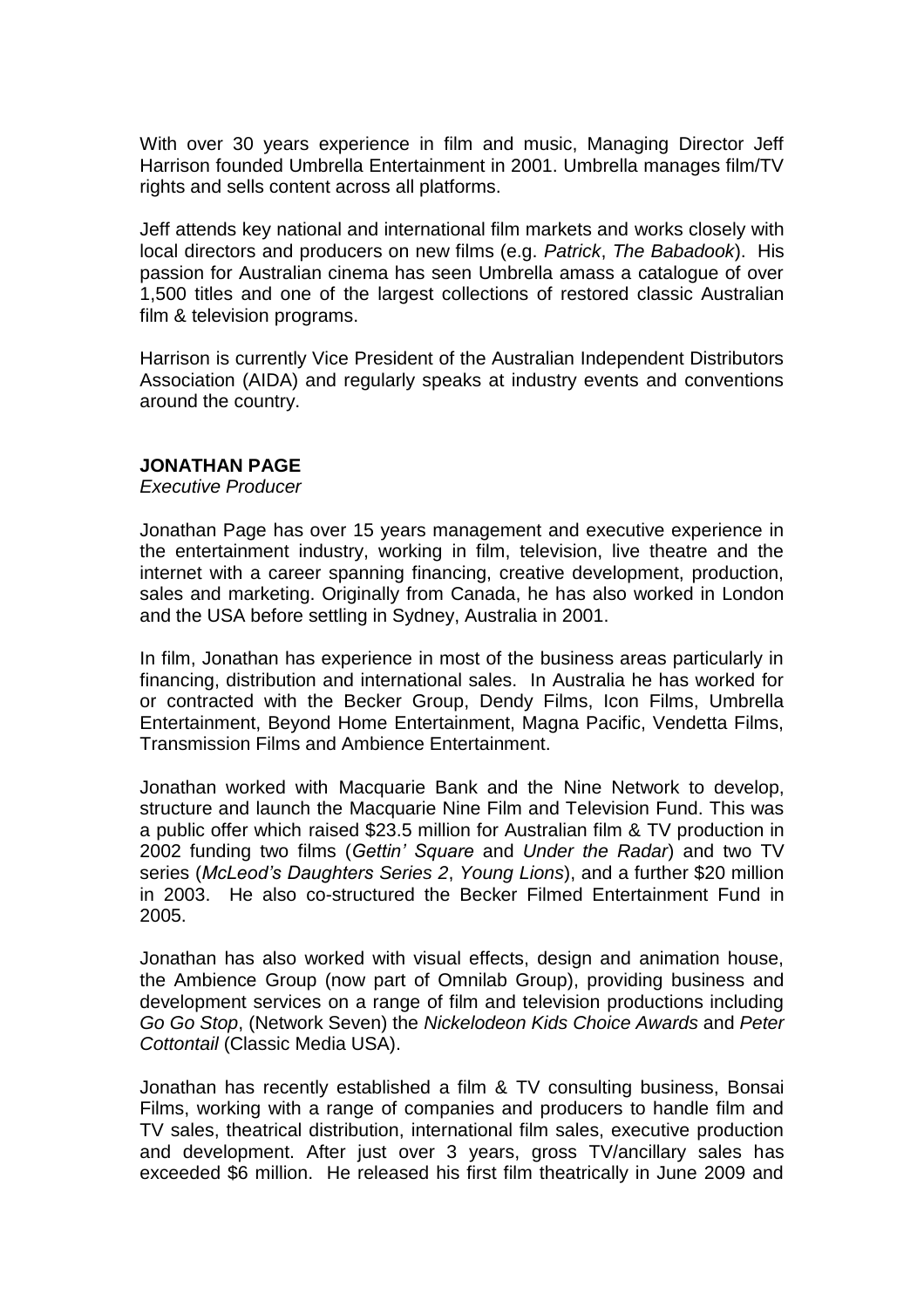With over 30 years experience in film and music, Managing Director Jeff Harrison founded Umbrella Entertainment in 2001. Umbrella manages film/TV rights and sells content across all platforms.

Jeff attends key national and international film markets and works closely with local directors and producers on new films (e.g. *Patrick*, *The Babadook*). His passion for Australian cinema has seen Umbrella amass a catalogue of over 1,500 titles and one of the largest collections of restored classic Australian film & television programs.

Harrison is currently Vice President of the Australian Independent Distributors Association (AIDA) and regularly speaks at industry events and conventions around the country.

**JONATHAN PAGE**
*Executive Producer*

Jonathan Page has over 15 years management and executive experience in the entertainment industry, working in film, television, live theatre and the internet with a career spanning financing, creative development, production, sales and marketing. Originally from Canada, he has also worked in London and the USA before settling in Sydney, Australia in 2001.

In film, Jonathan has experience in most of the business areas particularly in financing, distribution and international sales. In Australia he has worked for or contracted with the Becker Group, Dendy Films, Icon Films, Umbrella Entertainment, Beyond Home Entertainment, Magna Pacific, Vendetta Films, Transmission Films and Ambience Entertainment.

Jonathan worked with Macquarie Bank and the Nine Network to develop, structure and launch the Macquarie Nine Film and Television Fund. This was a public offer which raised $23.5 million for Australian film & TV production in 2002 funding two films (*Gettin' Square* and *Under the Radar*) and two TV series (*McLeod's Daughters Series 2*, *Young Lions*), and a further $20 million in 2003. He also co-structured the Becker Filmed Entertainment Fund in 2005.

Jonathan has also worked with visual effects, design and animation house, the Ambience Group (now part of Omnilab Group), providing business and development services on a range of film and television productions including *Go Go Stop*, (Network Seven) the *Nickelodeon Kids Choice Awards* and *Peter Cottontail* (Classic Media USA).

Jonathan has recently established a film & TV consulting business, Bonsai Films, working with a range of companies and producers to handle film and TV sales, theatrical distribution, international film sales, executive production and development. After just over 3 years, gross TV/ancillary sales has exceeded $6 million. He released his first film theatrically in June 2009 and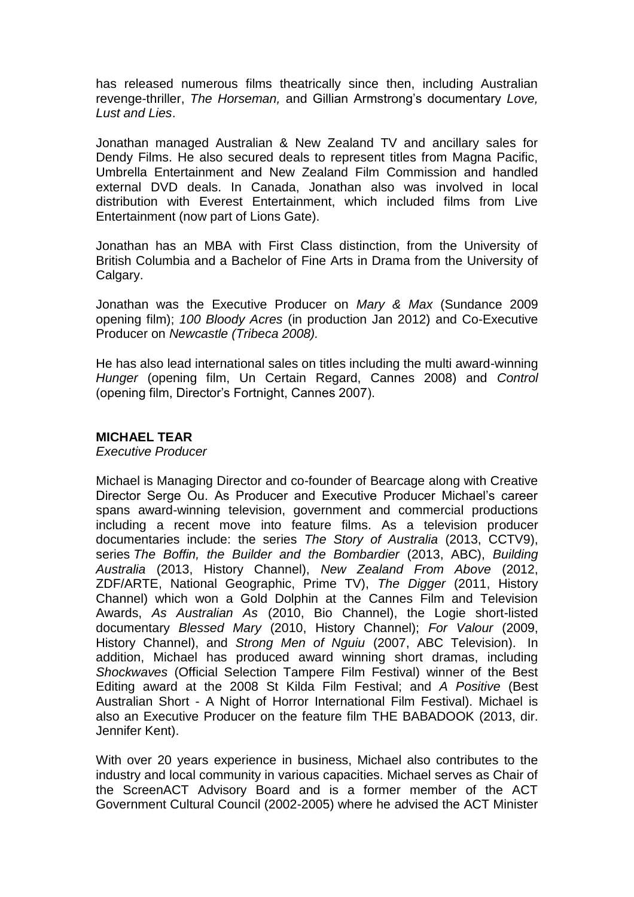has released numerous films theatrically since then, including Australian revenge-thriller, *The Horseman,* and Gillian Armstrong's documentary *Love, Lust and Lies*.

Jonathan managed Australian & New Zealand TV and ancillary sales for Dendy Films. He also secured deals to represent titles from Magna Pacific, Umbrella Entertainment and New Zealand Film Commission and handled external DVD deals. In Canada, Jonathan also was involved in local distribution with Everest Entertainment, which included films from Live Entertainment (now part of Lions Gate).

Jonathan has an MBA with First Class distinction, from the University of British Columbia and a Bachelor of Fine Arts in Drama from the University of Calgary.

Jonathan was the Executive Producer on *Mary & Max* (Sundance 2009 opening film); *100 Bloody Acres* (in production Jan 2012) and Co-Executive Producer on *Newcastle (Tribeca 2008).*

He has also lead international sales on titles including the multi award-winning *Hunger* (opening film, Un Certain Regard, Cannes 2008) and *Control* (opening film, Director's Fortnight, Cannes 2007).

**MICHAEL TEAR**

*Executive Producer*

Michael is Managing Director and co-founder of Bearcage along with Creative Director Serge Ou. As Producer and Executive Producer Michael's career spans award-winning television, government and commercial productions including a recent move into feature films. As a television producer documentaries include: the series *The Story of Australia* (2013, CCTV9), series *The Boffin, the Builder and the Bombardier* (2013, ABC), *Building Australia* (2013, History Channel), *New Zealand From Above* (2012, ZDF/ARTE, National Geographic, Prime TV), *The Digger* (2011, History Channel) which won a Gold Dolphin at the Cannes Film and Television Awards, *As Australian As* (2010, Bio Channel), the Logie short-listed documentary *Blessed Mary* (2010, History Channel); *For Valour* (2009, History Channel), and *Strong Men of Nguiu* (2007, ABC Television). In addition, Michael has produced award winning short dramas, including *Shockwaves* (Official Selection Tampere Film Festival) winner of the Best Editing award at the 2008 St Kilda Film Festival; and *A Positive* (Best Australian Short - A Night of Horror International Film Festival). Michael is also an Executive Producer on the feature film THE BABADOOK (2013, dir. Jennifer Kent).

With over 20 years experience in business, Michael also contributes to the industry and local community in various capacities. Michael serves as Chair of the ScreenACT Advisory Board and is a former member of the ACT Government Cultural Council (2002-2005) where he advised the ACT Minister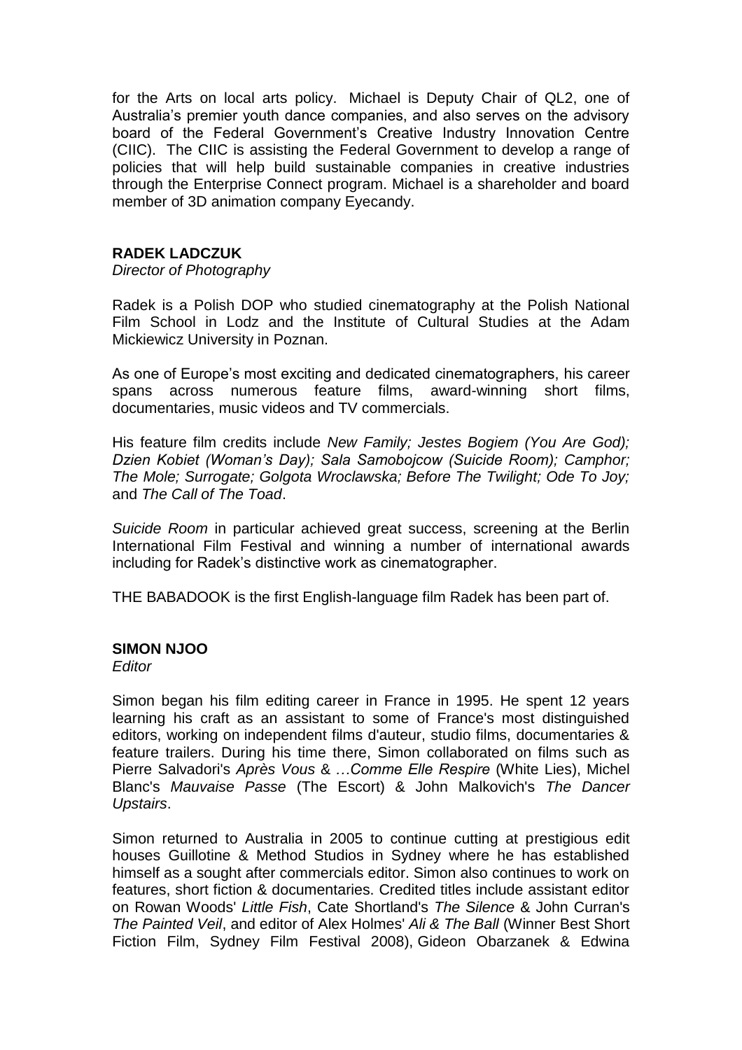for the Arts on local arts policy. Michael is Deputy Chair of QL2, one of Australia's premier youth dance companies, and also serves on the advisory board of the Federal Government's Creative Industry Innovation Centre (CIIC). The CIIC is assisting the Federal Government to develop a range of policies that will help build sustainable companies in creative industries through the Enterprise Connect program. Michael is a shareholder and board member of 3D animation company Eyecandy.

**RADEK LADCZUK**

*Director of Photography*

Radek is a Polish DOP who studied cinematography at the Polish National Film School in Lodz and the Institute of Cultural Studies at the Adam Mickiewicz University in Poznan.

As one of Europe's most exciting and dedicated cinematographers, his career spans across numerous feature films, award-winning short films, documentaries, music videos and TV commercials.

His feature film credits include *New Family; Jestes Bogiem (You Are God); Dzien Kobiet (Woman's Day); Sala Samobojcow (Suicide Room); Camphor; The Mole; Surrogate; Golgota Wroclawska; Before The Twilight; Ode To Joy;* and *The Call of The Toad*.

*Suicide Room* in particular achieved great success, screening at the Berlin International Film Festival and winning a number of international awards including for Radek's distinctive work as cinematographer.

THE BABADOOK is the first English-language film Radek has been part of.

**SIMON NJOO**

*Editor*

Simon began his film editing career in France in 1995. He spent 12 years learning his craft as an assistant to some of France's most distinguished editors, working on independent films d'auteur, studio films, documentaries & feature trailers. During his time there, Simon collaborated on films such as Pierre Salvadori's *Après Vous* & *…Comme Elle Respire* (White Lies), Michel Blanc's *Mauvaise Passe* (The Escort) & John Malkovich's *The Dancer Upstairs*.

Simon returned to Australia in 2005 to continue cutting at prestigious edit houses Guillotine & Method Studios in Sydney where he has established himself as a sought after commercials editor. Simon also continues to work on features, short fiction & documentaries. Credited titles include assistant editor on Rowan Woods' *Little Fish*, Cate Shortland's *The Silence* & John Curran's *The Painted Veil*, and editor of Alex Holmes' *Ali & The Ball* (Winner Best Short Fiction Film, Sydney Film Festival 2008), Gideon Obarzanek & Edwina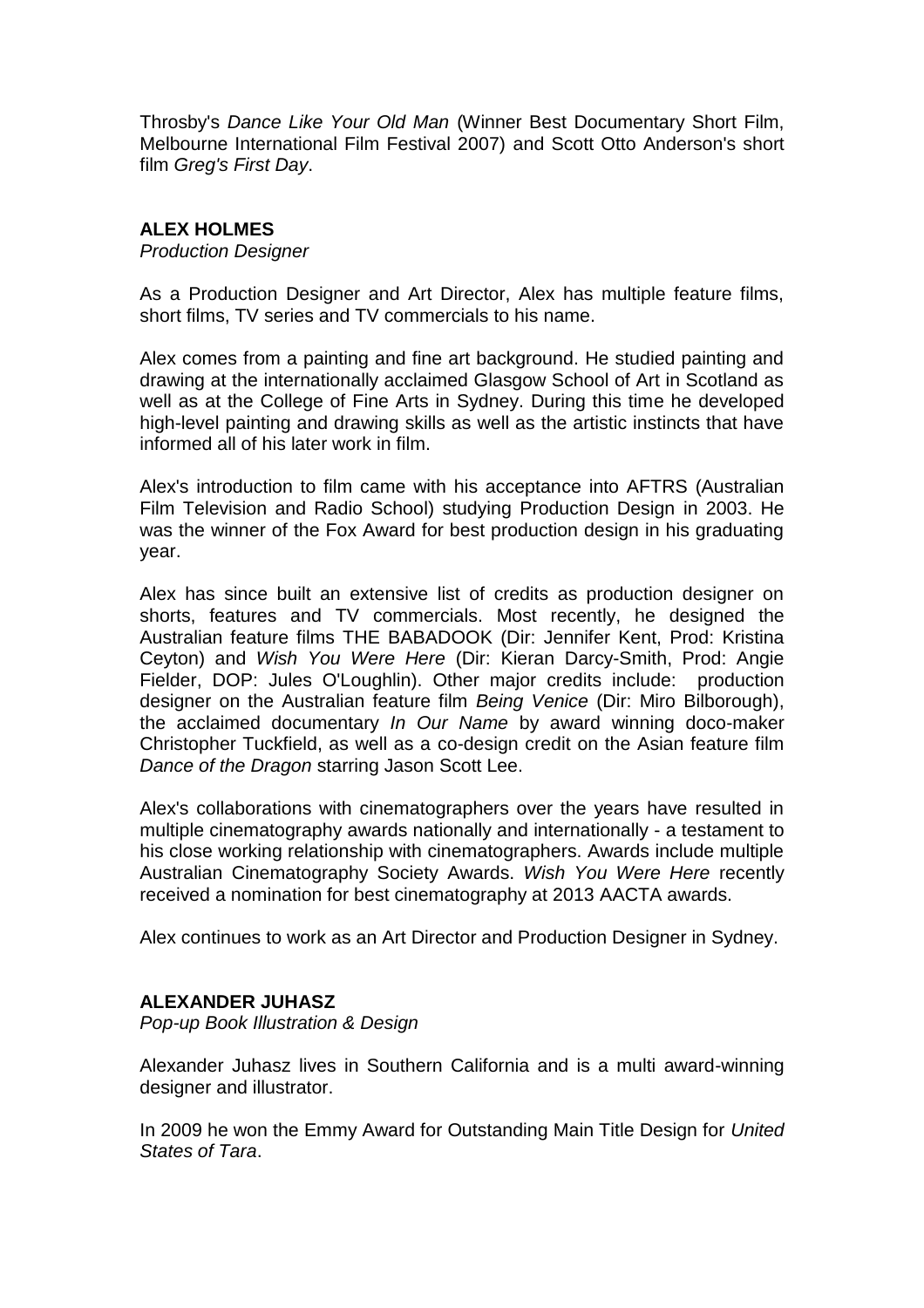Throsby's *Dance Like Your Old Man* (Winner Best Documentary Short Film, Melbourne International Film Festival 2007) and Scott Otto Anderson's short film *Greg's First Day*.

**ALEX HOLMES**
*Production Designer*

As a Production Designer and Art Director, Alex has multiple feature films, short films, TV series and TV commercials to his name.

Alex comes from a painting and fine art background. He studied painting and drawing at the internationally acclaimed Glasgow School of Art in Scotland as well as at the College of Fine Arts in Sydney. During this time he developed high-level painting and drawing skills as well as the artistic instincts that have informed all of his later work in film.

Alex's introduction to film came with his acceptance into AFTRS (Australian Film Television and Radio School) studying Production Design in 2003. He was the winner of the Fox Award for best production design in his graduating year.

Alex has since built an extensive list of credits as production designer on shorts, features and TV commercials. Most recently, he designed the Australian feature films THE BABADOOK (Dir: Jennifer Kent, Prod: Kristina Ceyton) and *Wish You Were Here* (Dir: Kieran Darcy-Smith, Prod: Angie Fielder, DOP: Jules O'Loughlin). Other major credits include: production designer on the Australian feature film *Being Venice* (Dir: Miro Bilborough), the acclaimed documentary *In Our Name* by award winning doco-maker Christopher Tuckfield, as well as a co-design credit on the Asian feature film *Dance of the Dragon* starring Jason Scott Lee.

Alex's collaborations with cinematographers over the years have resulted in multiple cinematography awards nationally and internationally - a testament to his close working relationship with cinematographers. Awards include multiple Australian Cinematography Society Awards. *Wish You Were Here* recently received a nomination for best cinematography at 2013 AACTA awards.

Alex continues to work as an Art Director and Production Designer in Sydney.

**ALEXANDER JUHASZ**
*Pop-up Book Illustration & Design*

Alexander Juhasz lives in Southern California and is a multi award-winning designer and illustrator.

In 2009 he won the Emmy Award for Outstanding Main Title Design for *United States of Tara*.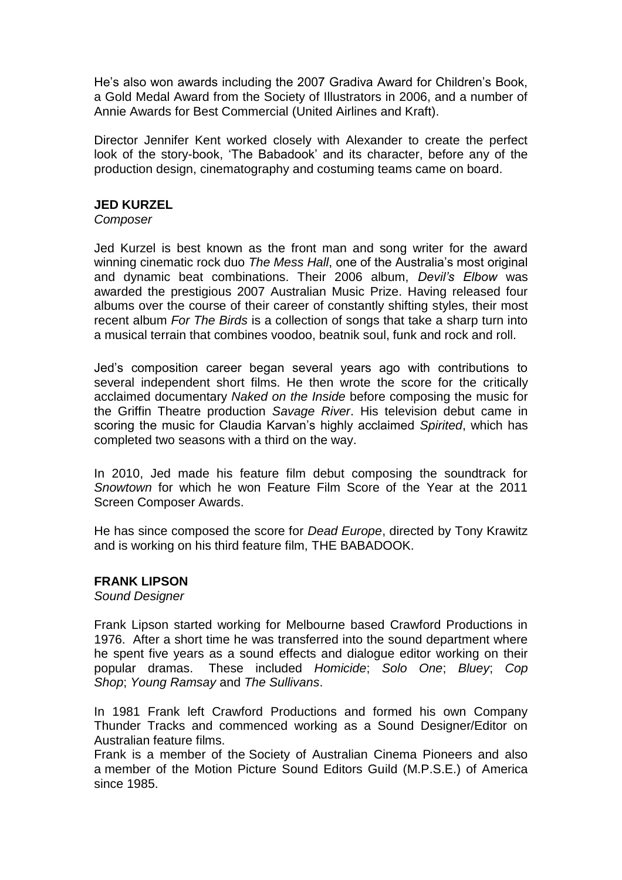He's also won awards including the 2007 Gradiva Award for Children's Book, a Gold Medal Award from the Society of Illustrators in 2006, and a number of Annie Awards for Best Commercial (United Airlines and Kraft).

Director Jennifer Kent worked closely with Alexander to create the perfect look of the story-book, 'The Babadook' and its character, before any of the production design, cinematography and costuming teams came on board.

**JED KURZEL**

*Composer*

Jed Kurzel is best known as the front man and song writer for the award winning cinematic rock duo *The Mess Hall*, one of the Australia's most original and dynamic beat combinations. Their 2006 album, *Devil's Elbow* was awarded the prestigious 2007 Australian Music Prize. Having released four albums over the course of their career of constantly shifting styles, their most recent album *For The Birds* is a collection of songs that take a sharp turn into a musical terrain that combines voodoo, beatnik soul, funk and rock and roll.

Jed's composition career began several years ago with contributions to several independent short films. He then wrote the score for the critically acclaimed documentary *Naked on the Inside* before composing the music for the Griffin Theatre production *Savage River*. His television debut came in scoring the music for Claudia Karvan's highly acclaimed *Spirited*, which has completed two seasons with a third on the way.

In 2010, Jed made his feature film debut composing the soundtrack for *Snowtown* for which he won Feature Film Score of the Year at the 2011 Screen Composer Awards.

He has since composed the score for *Dead Europe*, directed by Tony Krawitz and is working on his third feature film, THE BABADOOK.

**FRANK LIPSON**

*Sound Designer*

Frank Lipson started working for Melbourne based Crawford Productions in 1976. After a short time he was transferred into the sound department where he spent five years as a sound effects and dialogue editor working on their popular dramas. These included *Homicide*; *Solo One*; *Bluey*; *Cop Shop*; *Young Ramsay* and *The Sullivans*.

In 1981 Frank left Crawford Productions and formed his own Company Thunder Tracks and commenced working as a Sound Designer/Editor on Australian feature films.
Frank is a member of the Society of Australian Cinema Pioneers and also a member of the Motion Picture Sound Editors Guild (M.P.S.E.) of America since 1985.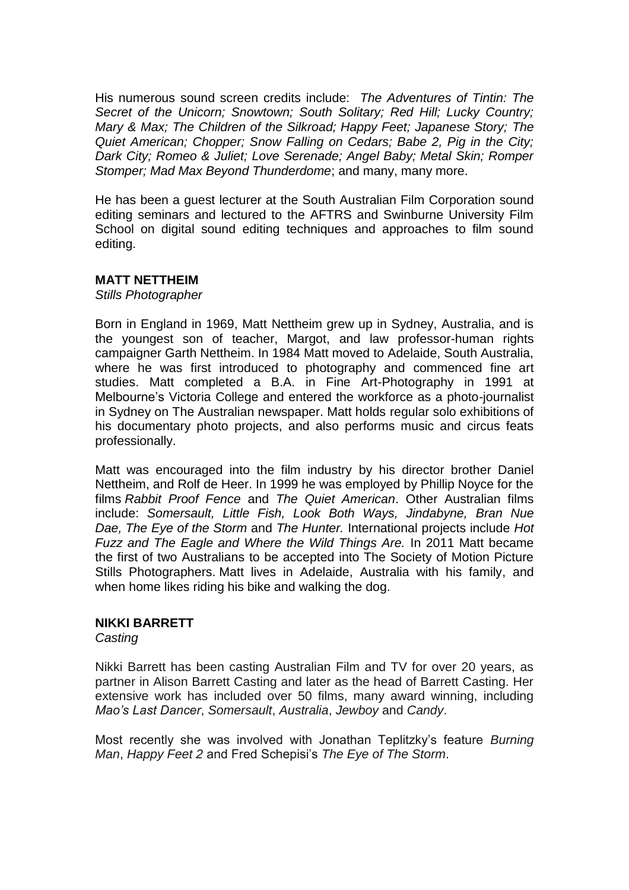His numerous sound screen credits include: *The Adventures of Tintin: The Secret of the Unicorn; Snowtown; South Solitary; Red Hill; Lucky Country; Mary & Max; The Children of the Silkroad; Happy Feet; Japanese Story; The Quiet American; Chopper; Snow Falling on Cedars; Babe 2, Pig in the City; Dark City; Romeo & Juliet; Love Serenade; Angel Baby; Metal Skin; Romper Stomper; Mad Max Beyond Thunderdome*; and many, many more.

He has been a guest lecturer at the South Australian Film Corporation sound editing seminars and lectured to the AFTRS and Swinburne University Film School on digital sound editing techniques and approaches to film sound editing.

**MATT NETTHEIM**

*Stills Photographer*

Born in England in 1969, Matt Nettheim grew up in Sydney, Australia, and is the youngest son of teacher, Margot, and law professor-human rights campaigner Garth Nettheim. In 1984 Matt moved to Adelaide, South Australia, where he was first introduced to photography and commenced fine art studies. Matt completed a B.A. in Fine Art-Photography in 1991 at Melbourne's Victoria College and entered the workforce as a photo-journalist in Sydney on The Australian newspaper. Matt holds regular solo exhibitions of his documentary photo projects, and also performs music and circus feats professionally.

Matt was encouraged into the film industry by his director brother Daniel Nettheim, and Rolf de Heer. In 1999 he was employed by Phillip Noyce for the films *Rabbit Proof Fence* and *The Quiet American*. Other Australian films include: *Somersault, Little Fish, Look Both Ways, Jindabyne, Bran Nue Dae, The Eye of the Storm* and *The Hunter.* International projects include *Hot Fuzz and The Eagle and Where the Wild Things Are.* In 2011 Matt became the first of two Australians to be accepted into The Society of Motion Picture Stills Photographers. Matt lives in Adelaide, Australia with his family, and when home likes riding his bike and walking the dog.

**NIKKI BARRETT**

*Casting*

Nikki Barrett has been casting Australian Film and TV for over 20 years, as partner in Alison Barrett Casting and later as the head of Barrett Casting. Her extensive work has included over 50 films, many award winning, including *Mao's Last Dancer*, *Somersault*, *Australia*, *Jewboy* and *Candy*.

Most recently she was involved with Jonathan Teplitzky's feature *Burning Man*, *Happy Feet 2* and Fred Schepisi's *The Eye of The Storm*.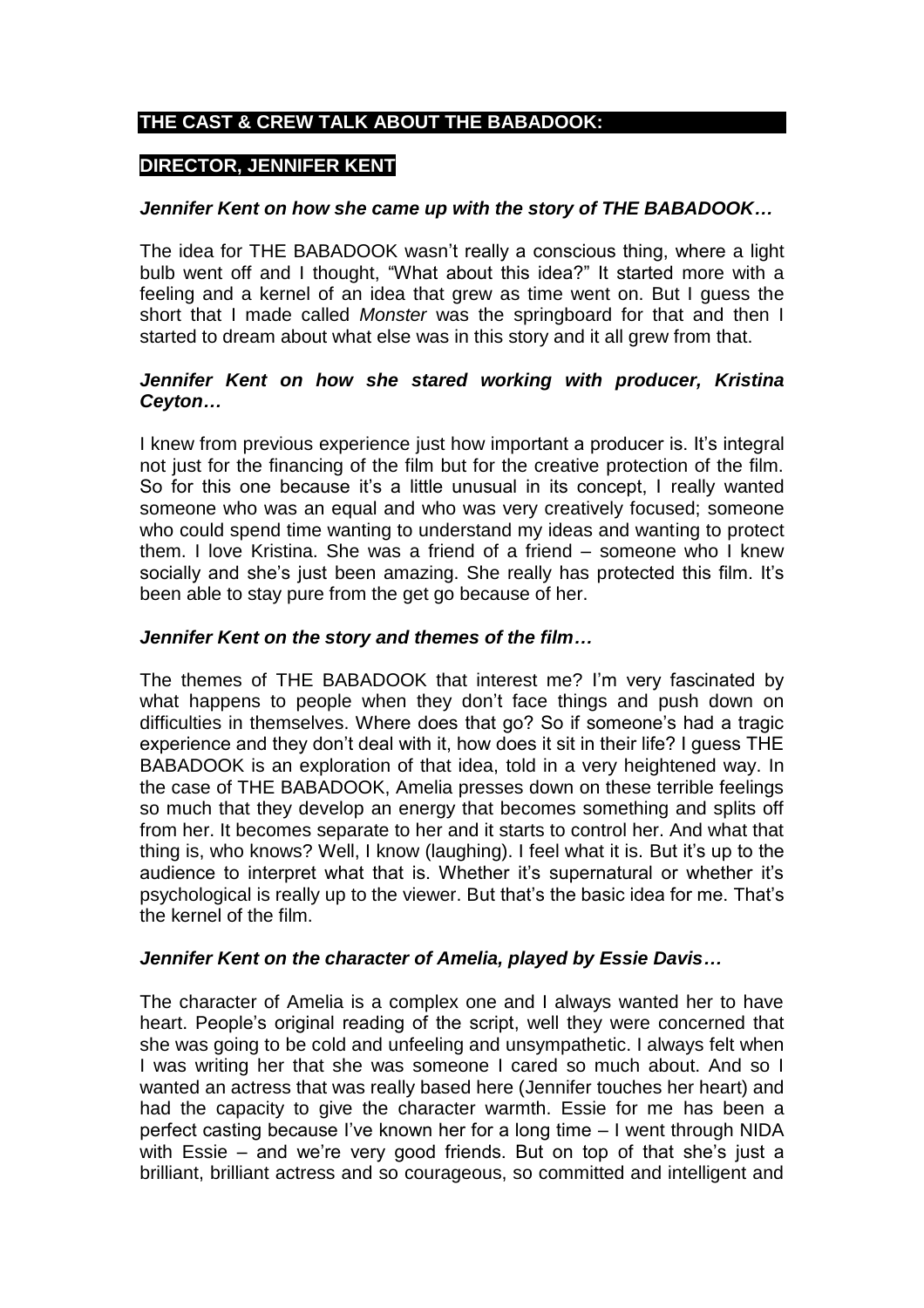## THE CAST & CREW TALK ABOUT THE BABADOOK:

### DIRECTOR, JENNIFER KENT

***Jennifer Kent on how she came up with the story of THE BABADOOK…***

The idea for THE BABADOOK wasn't really a conscious thing, where a light bulb went off and I thought, "What about this idea?" It started more with a feeling and a kernel of an idea that grew as time went on. But I guess the short that I made called *Monster* was the springboard for that and then I started to dream about what else was in this story and it all grew from that.

***Jennifer Kent on how she stared working with producer, Kristina Ceyton…***

I knew from previous experience just how important a producer is. It's integral not just for the financing of the film but for the creative protection of the film. So for this one because it's a little unusual in its concept, I really wanted someone who was an equal and who was very creatively focused; someone who could spend time wanting to understand my ideas and wanting to protect them. I love Kristina. She was a friend of a friend – someone who I knew socially and she's just been amazing. She really has protected this film. It's been able to stay pure from the get go because of her.

***Jennifer Kent on the story and themes of the film…***

The themes of THE BABADOOK that interest me? I'm very fascinated by what happens to people when they don't face things and push down on difficulties in themselves. Where does that go? So if someone's had a tragic experience and they don't deal with it, how does it sit in their life? I guess THE BABADOOK is an exploration of that idea, told in a very heightened way. In the case of THE BABADOOK, Amelia presses down on these terrible feelings so much that they develop an energy that becomes something and splits off from her. It becomes separate to her and it starts to control her. And what that thing is, who knows? Well, I know (laughing). I feel what it is. But it's up to the audience to interpret what that is. Whether it's supernatural or whether it's psychological is really up to the viewer. But that's the basic idea for me. That's the kernel of the film.

***Jennifer Kent on the character of Amelia, played by Essie Davis…***

The character of Amelia is a complex one and I always wanted her to have heart. People's original reading of the script, well they were concerned that she was going to be cold and unfeeling and unsympathetic. I always felt when I was writing her that she was someone I cared so much about. And so I wanted an actress that was really based here (Jennifer touches her heart) and had the capacity to give the character warmth. Essie for me has been a perfect casting because I've known her for a long time – I went through NIDA with Essie – and we're very good friends. But on top of that she's just a brilliant, brilliant actress and so courageous, so committed and intelligent and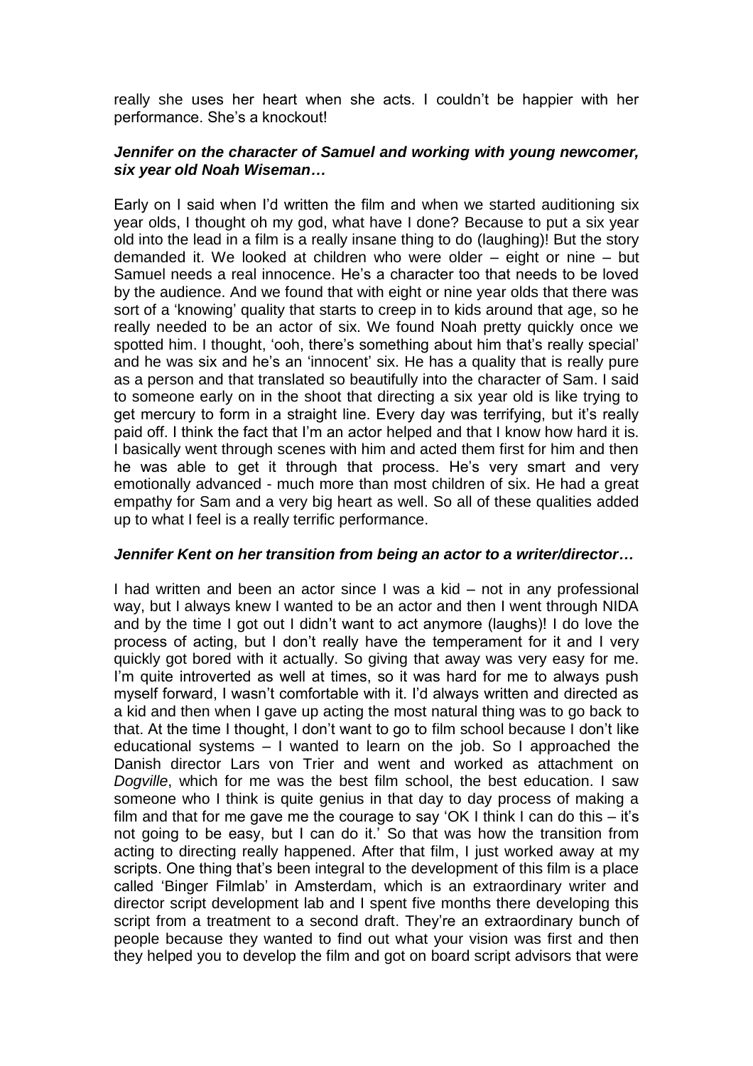really she uses her heart when she acts. I couldn't be happier with her performance. She's a knockout!

***Jennifer on the character of Samuel and working with young newcomer, six year old Noah Wiseman…***

Early on I said when I'd written the film and when we started auditioning six year olds, I thought oh my god, what have I done? Because to put a six year old into the lead in a film is a really insane thing to do (laughing)! But the story demanded it. We looked at children who were older – eight or nine – but Samuel needs a real innocence. He's a character too that needs to be loved by the audience. And we found that with eight or nine year olds that there was sort of a 'knowing' quality that starts to creep in to kids around that age, so he really needed to be an actor of six. We found Noah pretty quickly once we spotted him. I thought, 'ooh, there's something about him that's really special' and he was six and he's an 'innocent' six. He has a quality that is really pure as a person and that translated so beautifully into the character of Sam. I said to someone early on in the shoot that directing a six year old is like trying to get mercury to form in a straight line. Every day was terrifying, but it's really paid off. I think the fact that I'm an actor helped and that I know how hard it is. I basically went through scenes with him and acted them first for him and then he was able to get it through that process. He's very smart and very emotionally advanced - much more than most children of six. He had a great empathy for Sam and a very big heart as well. So all of these qualities added up to what I feel is a really terrific performance.

***Jennifer Kent on her transition from being an actor to a writer/director…***

I had written and been an actor since I was a kid – not in any professional way, but I always knew I wanted to be an actor and then I went through NIDA and by the time I got out I didn't want to act anymore (laughs)! I do love the process of acting, but I don't really have the temperament for it and I very quickly got bored with it actually. So giving that away was very easy for me. I'm quite introverted as well at times, so it was hard for me to always push myself forward, I wasn't comfortable with it. I'd always written and directed as a kid and then when I gave up acting the most natural thing was to go back to that. At the time I thought, I don't want to go to film school because I don't like educational systems – I wanted to learn on the job. So I approached the Danish director Lars von Trier and went and worked as attachment on *Dogville*, which for me was the best film school, the best education. I saw someone who I think is quite genius in that day to day process of making a film and that for me gave me the courage to say 'OK I think I can do this – it's not going to be easy, but I can do it.' So that was how the transition from acting to directing really happened. After that film, I just worked away at my scripts. One thing that's been integral to the development of this film is a place called 'Binger Filmlab' in Amsterdam, which is an extraordinary writer and director script development lab and I spent five months there developing this script from a treatment to a second draft. They're an extraordinary bunch of people because they wanted to find out what your vision was first and then they helped you to develop the film and got on board script advisors that were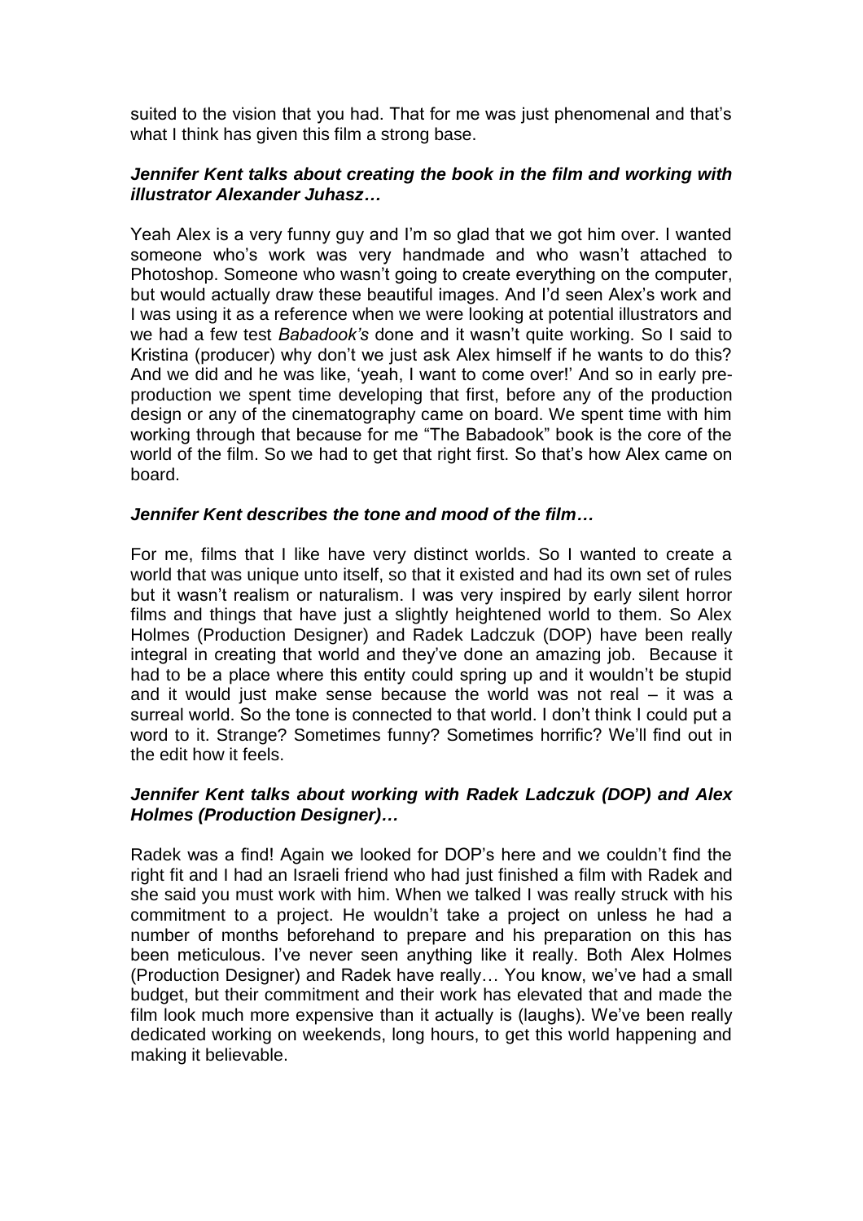suited to the vision that you had. That for me was just phenomenal and that's what I think has given this film a strong base.

***Jennifer Kent talks about creating the book in the film and working with illustrator Alexander Juhasz…***

Yeah Alex is a very funny guy and I'm so glad that we got him over. I wanted someone who's work was very handmade and who wasn't attached to Photoshop. Someone who wasn't going to create everything on the computer, but would actually draw these beautiful images. And I'd seen Alex's work and I was using it as a reference when we were looking at potential illustrators and we had a few test *Babadook's* done and it wasn't quite working. So I said to Kristina (producer) why don't we just ask Alex himself if he wants to do this? And we did and he was like, 'yeah, I want to come over!' And so in early pre-production we spent time developing that first, before any of the production design or any of the cinematography came on board. We spent time with him working through that because for me "The Babadook" book is the core of the world of the film. So we had to get that right first. So that's how Alex came on board.

***Jennifer Kent describes the tone and mood of the film…***

For me, films that I like have very distinct worlds. So I wanted to create a world that was unique unto itself, so that it existed and had its own set of rules but it wasn't realism or naturalism. I was very inspired by early silent horror films and things that have just a slightly heightened world to them. So Alex Holmes (Production Designer) and Radek Ladczuk (DOP) have been really integral in creating that world and they've done an amazing job. Because it had to be a place where this entity could spring up and it wouldn't be stupid and it would just make sense because the world was not real – it was a surreal world. So the tone is connected to that world. I don't think I could put a word to it. Strange? Sometimes funny? Sometimes horrific? We'll find out in the edit how it feels.

***Jennifer Kent talks about working with Radek Ladczuk (DOP) and Alex Holmes (Production Designer)…***

Radek was a find! Again we looked for DOP's here and we couldn't find the right fit and I had an Israeli friend who had just finished a film with Radek and she said you must work with him. When we talked I was really struck with his commitment to a project. He wouldn't take a project on unless he had a number of months beforehand to prepare and his preparation on this has been meticulous. I've never seen anything like it really. Both Alex Holmes (Production Designer) and Radek have really… You know, we've had a small budget, but their commitment and their work has elevated that and made the film look much more expensive than it actually is (laughs). We've been really dedicated working on weekends, long hours, to get this world happening and making it believable.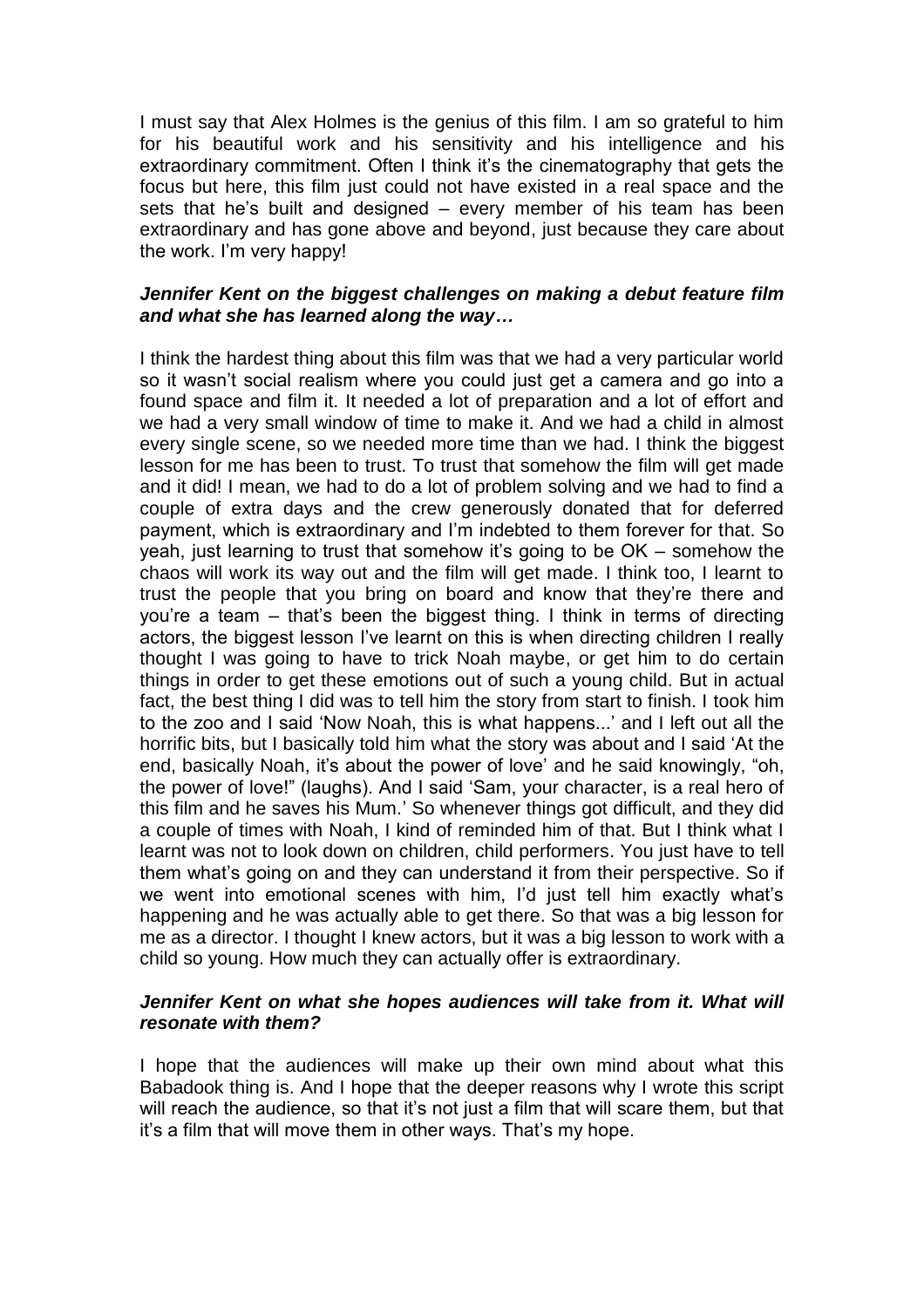I must say that Alex Holmes is the genius of this film. I am so grateful to him for his beautiful work and his sensitivity and his intelligence and his extraordinary commitment. Often I think it's the cinematography that gets the focus but here, this film just could not have existed in a real space and the sets that he's built and designed – every member of his team has been extraordinary and has gone above and beyond, just because they care about the work. I'm very happy!

***Jennifer Kent on the biggest challenges on making a debut feature film and what she has learned along the way…***

I think the hardest thing about this film was that we had a very particular world so it wasn't social realism where you could just get a camera and go into a found space and film it. It needed a lot of preparation and a lot of effort and we had a very small window of time to make it. And we had a child in almost every single scene, so we needed more time than we had. I think the biggest lesson for me has been to trust. To trust that somehow the film will get made and it did! I mean, we had to do a lot of problem solving and we had to find a couple of extra days and the crew generously donated that for deferred payment, which is extraordinary and I'm indebted to them forever for that. So yeah, just learning to trust that somehow it's going to be OK – somehow the chaos will work its way out and the film will get made. I think too, I learnt to trust the people that you bring on board and know that they're there and you're a team – that's been the biggest thing. I think in terms of directing actors, the biggest lesson I've learnt on this is when directing children I really thought I was going to have to trick Noah maybe, or get him to do certain things in order to get these emotions out of such a young child. But in actual fact, the best thing I did was to tell him the story from start to finish. I took him to the zoo and I said 'Now Noah, this is what happens...' and I left out all the horrific bits, but I basically told him what the story was about and I said 'At the end, basically Noah, it's about the power of love' and he said knowingly, "oh, the power of love!" (laughs). And I said 'Sam, your character, is a real hero of this film and he saves his Mum.' So whenever things got difficult, and they did a couple of times with Noah, I kind of reminded him of that. But I think what I learnt was not to look down on children, child performers. You just have to tell them what's going on and they can understand it from their perspective. So if we went into emotional scenes with him, I'd just tell him exactly what's happening and he was actually able to get there. So that was a big lesson for me as a director. I thought I knew actors, but it was a big lesson to work with a child so young. How much they can actually offer is extraordinary.

***Jennifer Kent on what she hopes audiences will take from it. What will resonate with them?***

I hope that the audiences will make up their own mind about what this Babadook thing is. And I hope that the deeper reasons why I wrote this script will reach the audience, so that it's not just a film that will scare them, but that it's a film that will move them in other ways. That's my hope.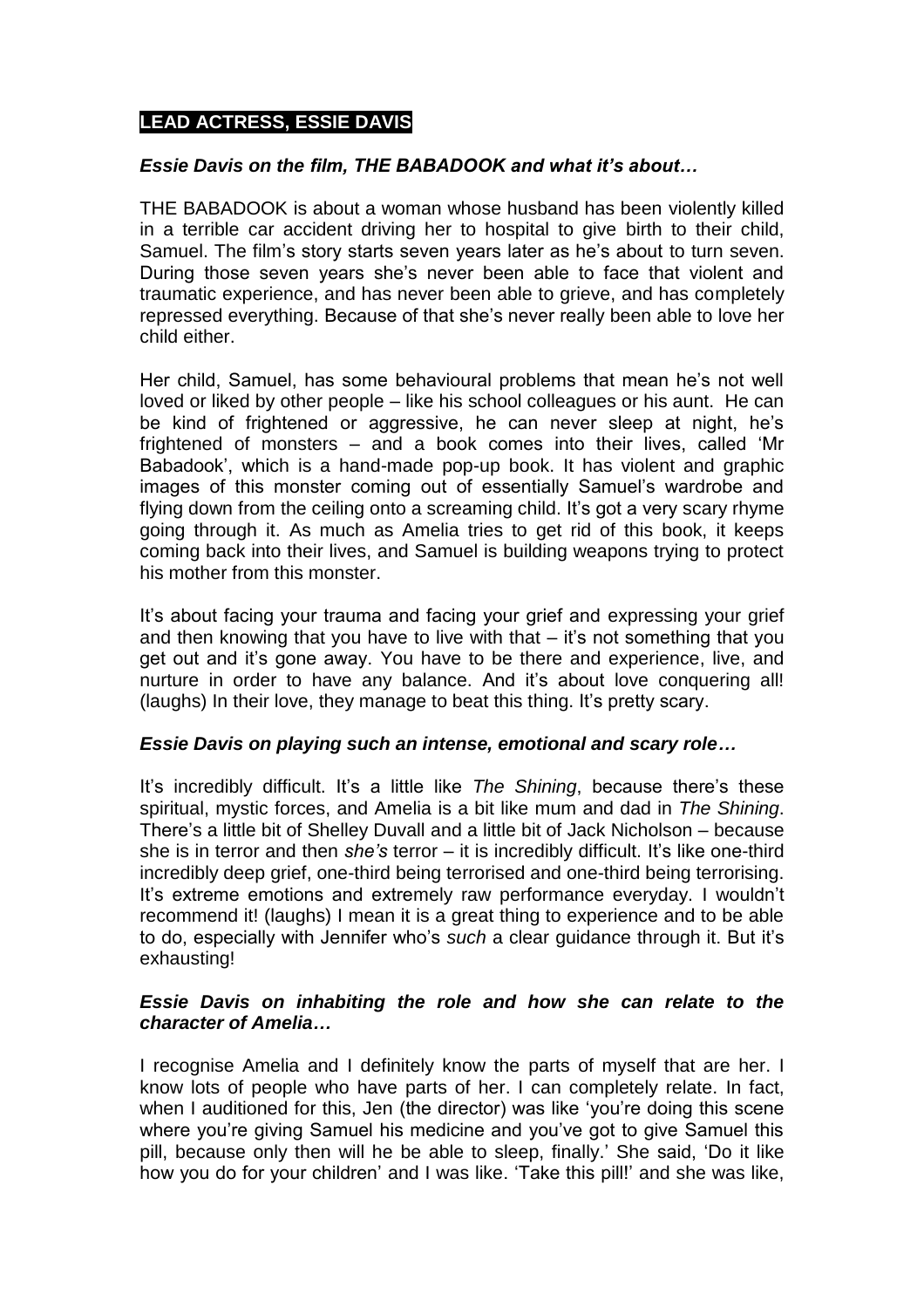## LEAD ACTRESS, ESSIE DAVIS

### *Essie Davis on the film, THE BABADOOK and what it's about…*

THE BABADOOK is about a woman whose husband has been violently killed in a terrible car accident driving her to hospital to give birth to their child, Samuel. The film's story starts seven years later as he's about to turn seven. During those seven years she's never been able to face that violent and traumatic experience, and has never been able to grieve, and has completely repressed everything. Because of that she's never really been able to love her child either.

Her child, Samuel, has some behavioural problems that mean he's not well loved or liked by other people – like his school colleagues or his aunt. He can be kind of frightened or aggressive, he can never sleep at night, he's frightened of monsters – and a book comes into their lives, called 'Mr Babadook', which is a hand-made pop-up book. It has violent and graphic images of this monster coming out of essentially Samuel's wardrobe and flying down from the ceiling onto a screaming child. It's got a very scary rhyme going through it. As much as Amelia tries to get rid of this book, it keeps coming back into their lives, and Samuel is building weapons trying to protect his mother from this monster.

It's about facing your trauma and facing your grief and expressing your grief and then knowing that you have to live with that – it's not something that you get out and it's gone away. You have to be there and experience, live, and nurture in order to have any balance. And it's about love conquering all! (laughs) In their love, they manage to beat this thing. It's pretty scary.

### *Essie Davis on playing such an intense, emotional and scary role…*

It's incredibly difficult. It's a little like *The Shining*, because there's these spiritual, mystic forces, and Amelia is a bit like mum and dad in *The Shining*. There's a little bit of Shelley Duvall and a little bit of Jack Nicholson – because she is in terror and then *she's* terror – it is incredibly difficult. It's like one-third incredibly deep grief, one-third being terrorised and one-third being terrorising. It's extreme emotions and extremely raw performance everyday. I wouldn't recommend it! (laughs) I mean it is a great thing to experience and to be able to do, especially with Jennifer who's *such* a clear guidance through it. But it's exhausting!

### *Essie Davis on inhabiting the role and how she can relate to the character of Amelia…*

I recognise Amelia and I definitely know the parts of myself that are her. I know lots of people who have parts of her. I can completely relate. In fact, when I auditioned for this, Jen (the director) was like 'you're doing this scene where you're giving Samuel his medicine and you've got to give Samuel this pill, because only then will he be able to sleep, finally.' She said, 'Do it like how you do for your children' and I was like. 'Take this pill!' and she was like,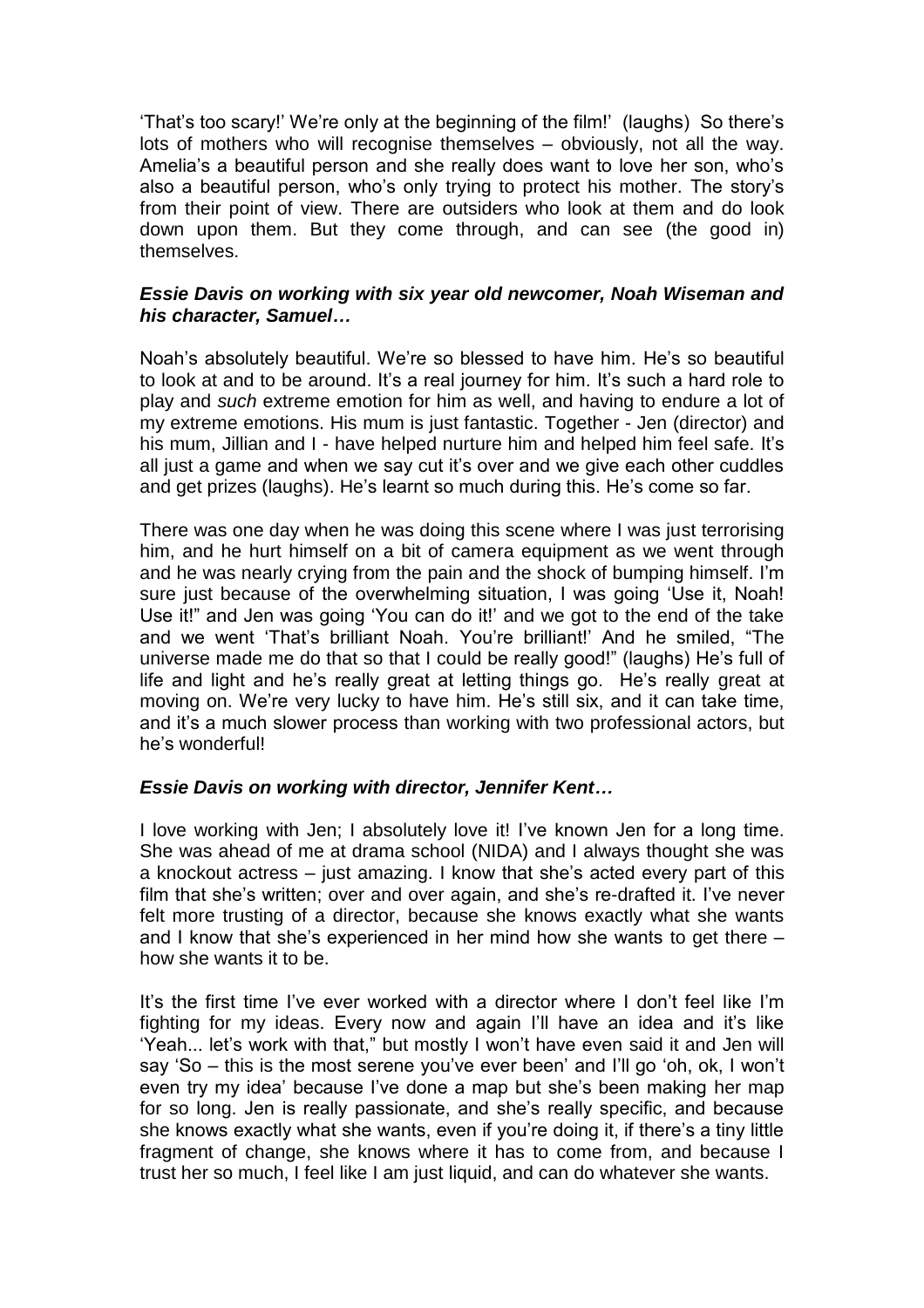'That's too scary!' We're only at the beginning of the film!' (laughs) So there's lots of mothers who will recognise themselves – obviously, not all the way. Amelia's a beautiful person and she really does want to love her son, who's also a beautiful person, who's only trying to protect his mother. The story's from their point of view. There are outsiders who look at them and do look down upon them. But they come through, and can see (the good in) themselves.

### *Essie Davis on working with six year old newcomer, Noah Wiseman and his character, Samuel…*

Noah's absolutely beautiful. We're so blessed to have him. He's so beautiful to look at and to be around. It's a real journey for him. It's such a hard role to play and *such* extreme emotion for him as well, and having to endure a lot of my extreme emotions. His mum is just fantastic. Together - Jen (director) and his mum, Jillian and I - have helped nurture him and helped him feel safe. It's all just a game and when we say cut it's over and we give each other cuddles and get prizes (laughs). He's learnt so much during this. He's come so far.

There was one day when he was doing this scene where I was just terrorising him, and he hurt himself on a bit of camera equipment as we went through and he was nearly crying from the pain and the shock of bumping himself. I'm sure just because of the overwhelming situation, I was going 'Use it, Noah! Use it!" and Jen was going 'You can do it!' and we got to the end of the take and we went 'That's brilliant Noah. You're brilliant!' And he smiled, "The universe made me do that so that I could be really good!" (laughs) He's full of life and light and he's really great at letting things go. He's really great at moving on. We're very lucky to have him. He's still six, and it can take time, and it's a much slower process than working with two professional actors, but he's wonderful!

### *Essie Davis on working with director, Jennifer Kent…*

I love working with Jen; I absolutely love it! I've known Jen for a long time. She was ahead of me at drama school (NIDA) and I always thought she was a knockout actress – just amazing. I know that she's acted every part of this film that she's written; over and over again, and she's re-drafted it. I've never felt more trusting of a director, because she knows exactly what she wants and I know that she's experienced in her mind how she wants to get there – how she wants it to be.

It's the first time I've ever worked with a director where I don't feel like I'm fighting for my ideas. Every now and again I'll have an idea and it's like 'Yeah... let's work with that," but mostly I won't have even said it and Jen will say 'So – this is the most serene you've ever been' and I'll go 'oh, ok, I won't even try my idea' because I've done a map but she's been making her map for so long. Jen is really passionate, and she's really specific, and because she knows exactly what she wants, even if you're doing it, if there's a tiny little fragment of change, she knows where it has to come from, and because I trust her so much, I feel like I am just liquid, and can do whatever she wants.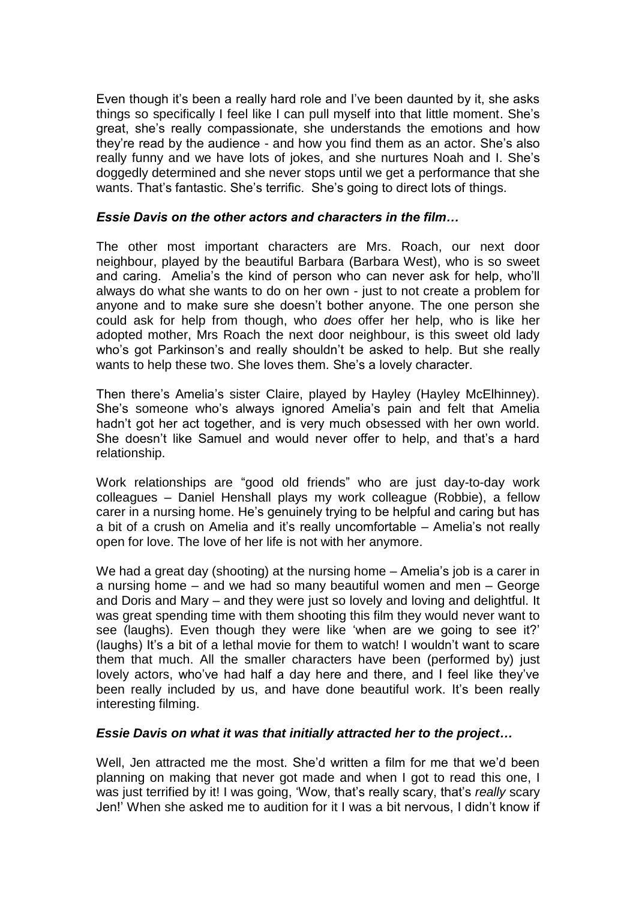Even though it's been a really hard role and I've been daunted by it, she asks things so specifically I feel like I can pull myself into that little moment. She's great, she's really compassionate, she understands the emotions and how they're read by the audience - and how you find them as an actor. She's also really funny and we have lots of jokes, and she nurtures Noah and I. She's doggedly determined and she never stops until we get a performance that she wants. That's fantastic. She's terrific. She's going to direct lots of things.

***Essie Davis on the other actors and characters in the film…***

The other most important characters are Mrs. Roach, our next door neighbour, played by the beautiful Barbara (Barbara West), who is so sweet and caring. Amelia's the kind of person who can never ask for help, who'll always do what she wants to do on her own - just to not create a problem for anyone and to make sure she doesn't bother anyone. The one person she could ask for help from though, who *does* offer her help, who is like her adopted mother, Mrs Roach the next door neighbour, is this sweet old lady who's got Parkinson's and really shouldn't be asked to help. But she really wants to help these two. She loves them. She's a lovely character.

Then there's Amelia's sister Claire, played by Hayley (Hayley McElhinney). She's someone who's always ignored Amelia's pain and felt that Amelia hadn't got her act together, and is very much obsessed with her own world. She doesn't like Samuel and would never offer to help, and that's a hard relationship.

Work relationships are "good old friends" who are just day-to-day work colleagues – Daniel Henshall plays my work colleague (Robbie), a fellow carer in a nursing home. He's genuinely trying to be helpful and caring but has a bit of a crush on Amelia and it's really uncomfortable – Amelia's not really open for love. The love of her life is not with her anymore.

We had a great day (shooting) at the nursing home – Amelia's job is a carer in a nursing home – and we had so many beautiful women and men – George and Doris and Mary – and they were just so lovely and loving and delightful. It was great spending time with them shooting this film they would never want to see (laughs). Even though they were like 'when are we going to see it?' (laughs) It's a bit of a lethal movie for them to watch! I wouldn't want to scare them that much. All the smaller characters have been (performed by) just lovely actors, who've had half a day here and there, and I feel like they've been really included by us, and have done beautiful work. It's been really interesting filming.

***Essie Davis on what it was that initially attracted her to the project…***

Well, Jen attracted me the most. She'd written a film for me that we'd been planning on making that never got made and when I got to read this one, I was just terrified by it! I was going, 'Wow, that's really scary, that's *really* scary Jen!' When she asked me to audition for it I was a bit nervous, I didn't know if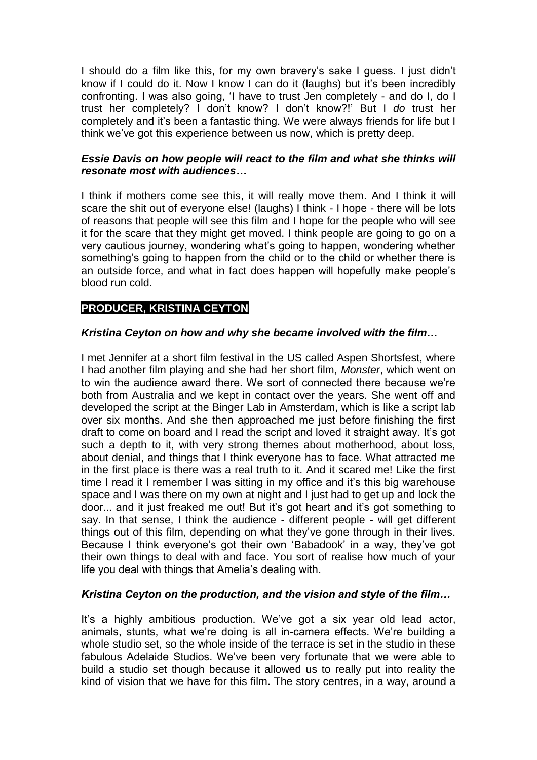I should do a film like this, for my own bravery's sake I guess. I just didn't know if I could do it. Now I know I can do it (laughs) but it's been incredibly confronting. I was also going, 'I have to trust Jen completely - and do I, do I trust her completely? I don't know? I don't know?!' But I *do* trust her completely and it's been a fantastic thing. We were always friends for life but I think we've got this experience between us now, which is pretty deep.

***Essie Davis on how people will react to the film and what she thinks will resonate most with audiences…***

I think if mothers come see this, it will really move them. And I think it will scare the shit out of everyone else! (laughs) I think - I hope - there will be lots of reasons that people will see this film and I hope for the people who will see it for the scare that they might get moved. I think people are going to go on a very cautious journey, wondering what's going to happen, wondering whether something's going to happen from the child or to the child or whether there is an outside force, and what in fact does happen will hopefully make people's blood run cold.

## PRODUCER, KRISTINA CEYTON

***Kristina Ceyton on how and why she became involved with the film…***

I met Jennifer at a short film festival in the US called Aspen Shortsfest, where I had another film playing and she had her short film, *Monster*, which went on to win the audience award there. We sort of connected there because we're both from Australia and we kept in contact over the years. She went off and developed the script at the Binger Lab in Amsterdam, which is like a script lab over six months. And she then approached me just before finishing the first draft to come on board and I read the script and loved it straight away. It's got such a depth to it, with very strong themes about motherhood, about loss, about denial, and things that I think everyone has to face. What attracted me in the first place is there was a real truth to it. And it scared me! Like the first time I read it I remember I was sitting in my office and it's this big warehouse space and I was there on my own at night and I just had to get up and lock the door... and it just freaked me out! But it's got heart and it's got something to say. In that sense, I think the audience - different people - will get different things out of this film, depending on what they've gone through in their lives. Because I think everyone's got their own 'Babadook' in a way, they've got their own things to deal with and face. You sort of realise how much of your life you deal with things that Amelia's dealing with.

***Kristina Ceyton on the production, and the vision and style of the film…***

It's a highly ambitious production. We've got a six year old lead actor, animals, stunts, what we're doing is all in-camera effects. We're building a whole studio set, so the whole inside of the terrace is set in the studio in these fabulous Adelaide Studios. We've been very fortunate that we were able to build a studio set though because it allowed us to really put into reality the kind of vision that we have for this film. The story centres, in a way, around a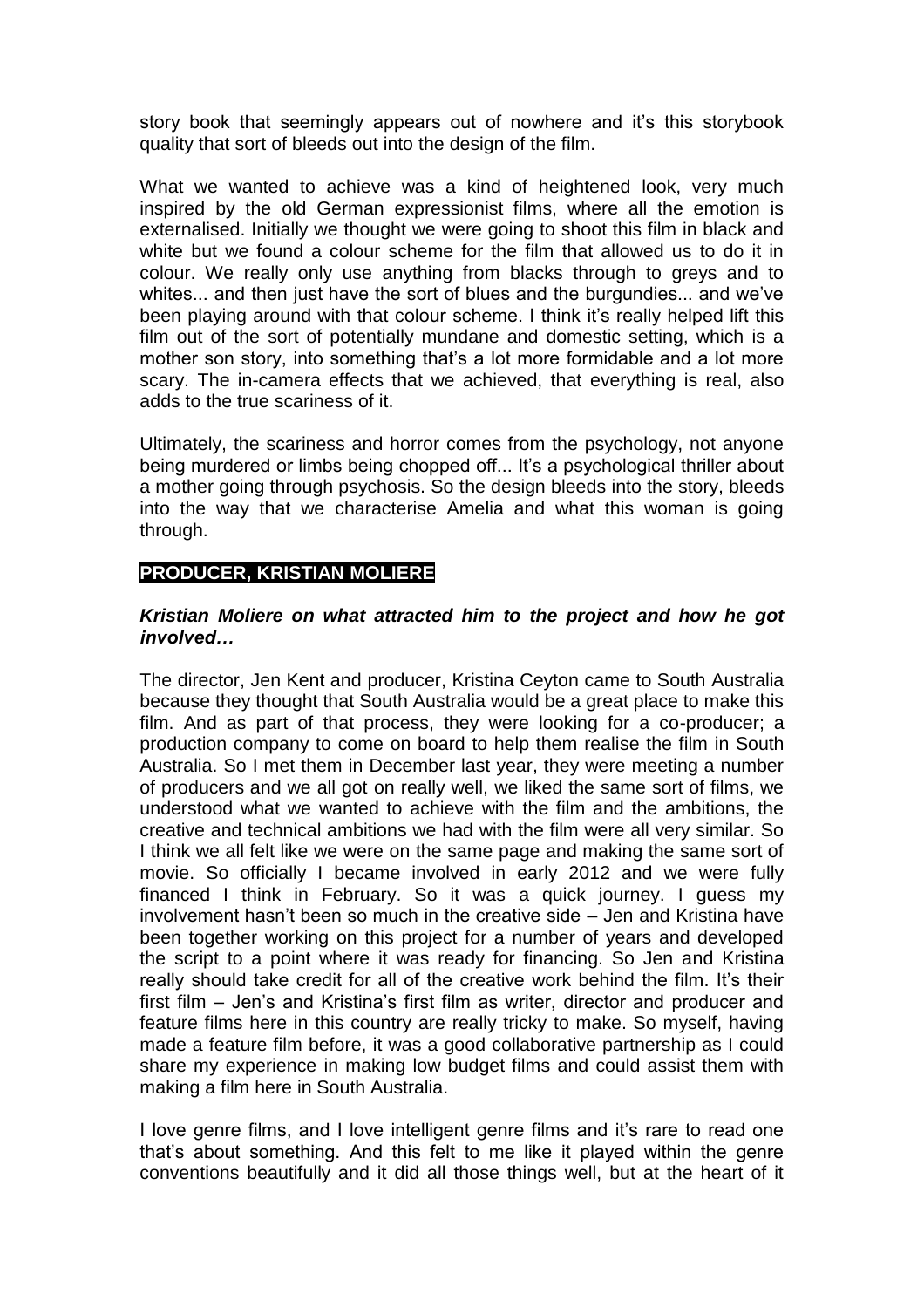story book that seemingly appears out of nowhere and it's this storybook quality that sort of bleeds out into the design of the film.

What we wanted to achieve was a kind of heightened look, very much inspired by the old German expressionist films, where all the emotion is externalised. Initially we thought we were going to shoot this film in black and white but we found a colour scheme for the film that allowed us to do it in colour. We really only use anything from blacks through to greys and to whites... and then just have the sort of blues and the burgundies... and we've been playing around with that colour scheme. I think it's really helped lift this film out of the sort of potentially mundane and domestic setting, which is a mother son story, into something that's a lot more formidable and a lot more scary. The in-camera effects that we achieved, that everything is real, also adds to the true scariness of it.

Ultimately, the scariness and horror comes from the psychology, not anyone being murdered or limbs being chopped off... It's a psychological thriller about a mother going through psychosis. So the design bleeds into the story, bleeds into the way that we characterise Amelia and what this woman is going through.

## PRODUCER, KRISTIAN MOLIERE

***Kristian Moliere on what attracted him to the project and how he got involved…***

The director, Jen Kent and producer, Kristina Ceyton came to South Australia because they thought that South Australia would be a great place to make this film. And as part of that process, they were looking for a co-producer; a production company to come on board to help them realise the film in South Australia. So I met them in December last year, they were meeting a number of producers and we all got on really well, we liked the same sort of films, we understood what we wanted to achieve with the film and the ambitions, the creative and technical ambitions we had with the film were all very similar. So I think we all felt like we were on the same page and making the same sort of movie. So officially I became involved in early 2012 and we were fully financed I think in February. So it was a quick journey. I guess my involvement hasn't been so much in the creative side – Jen and Kristina have been together working on this project for a number of years and developed the script to a point where it was ready for financing. So Jen and Kristina really should take credit for all of the creative work behind the film. It's their first film – Jen's and Kristina's first film as writer, director and producer and feature films here in this country are really tricky to make. So myself, having made a feature film before, it was a good collaborative partnership as I could share my experience in making low budget films and could assist them with making a film here in South Australia.

I love genre films, and I love intelligent genre films and it's rare to read one that's about something. And this felt to me like it played within the genre conventions beautifully and it did all those things well, but at the heart of it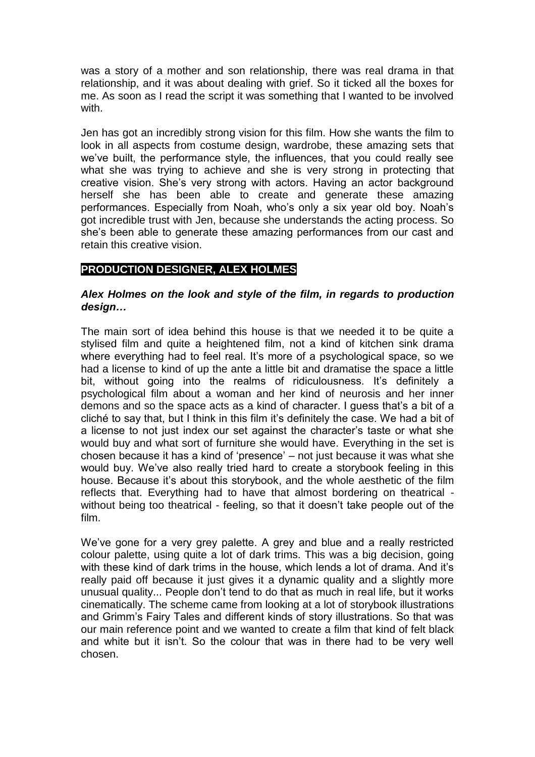was a story of a mother and son relationship, there was real drama in that relationship, and it was about dealing with grief. So it ticked all the boxes for me. As soon as I read the script it was something that I wanted to be involved with.

Jen has got an incredibly strong vision for this film. How she wants the film to look in all aspects from costume design, wardrobe, these amazing sets that we've built, the performance style, the influences, that you could really see what she was trying to achieve and she is very strong in protecting that creative vision. She's very strong with actors. Having an actor background herself she has been able to create and generate these amazing performances. Especially from Noah, who's only a six year old boy. Noah's got incredible trust with Jen, because she understands the acting process. So she's been able to generate these amazing performances from our cast and retain this creative vision.

## PRODUCTION DESIGNER, ALEX HOLMES

***Alex Holmes on the look and style of the film, in regards to production design…***

The main sort of idea behind this house is that we needed it to be quite a stylised film and quite a heightened film, not a kind of kitchen sink drama where everything had to feel real. It's more of a psychological space, so we had a license to kind of up the ante a little bit and dramatise the space a little bit, without going into the realms of ridiculousness. It's definitely a psychological film about a woman and her kind of neurosis and her inner demons and so the space acts as a kind of character. I guess that's a bit of a cliché to say that, but I think in this film it's definitely the case. We had a bit of a license to not just index our set against the character's taste or what she would buy and what sort of furniture she would have. Everything in the set is chosen because it has a kind of 'presence' – not just because it was what she would buy. We've also really tried hard to create a storybook feeling in this house. Because it's about this storybook, and the whole aesthetic of the film reflects that. Everything had to have that almost bordering on theatrical - without being too theatrical - feeling, so that it doesn't take people out of the film.

We've gone for a very grey palette. A grey and blue and a really restricted colour palette, using quite a lot of dark trims. This was a big decision, going with these kind of dark trims in the house, which lends a lot of drama. And it's really paid off because it just gives it a dynamic quality and a slightly more unusual quality... People don't tend to do that as much in real life, but it works cinematically. The scheme came from looking at a lot of storybook illustrations and Grimm's Fairy Tales and different kinds of story illustrations. So that was our main reference point and we wanted to create a film that kind of felt black and white but it isn't. So the colour that was in there had to be very well chosen.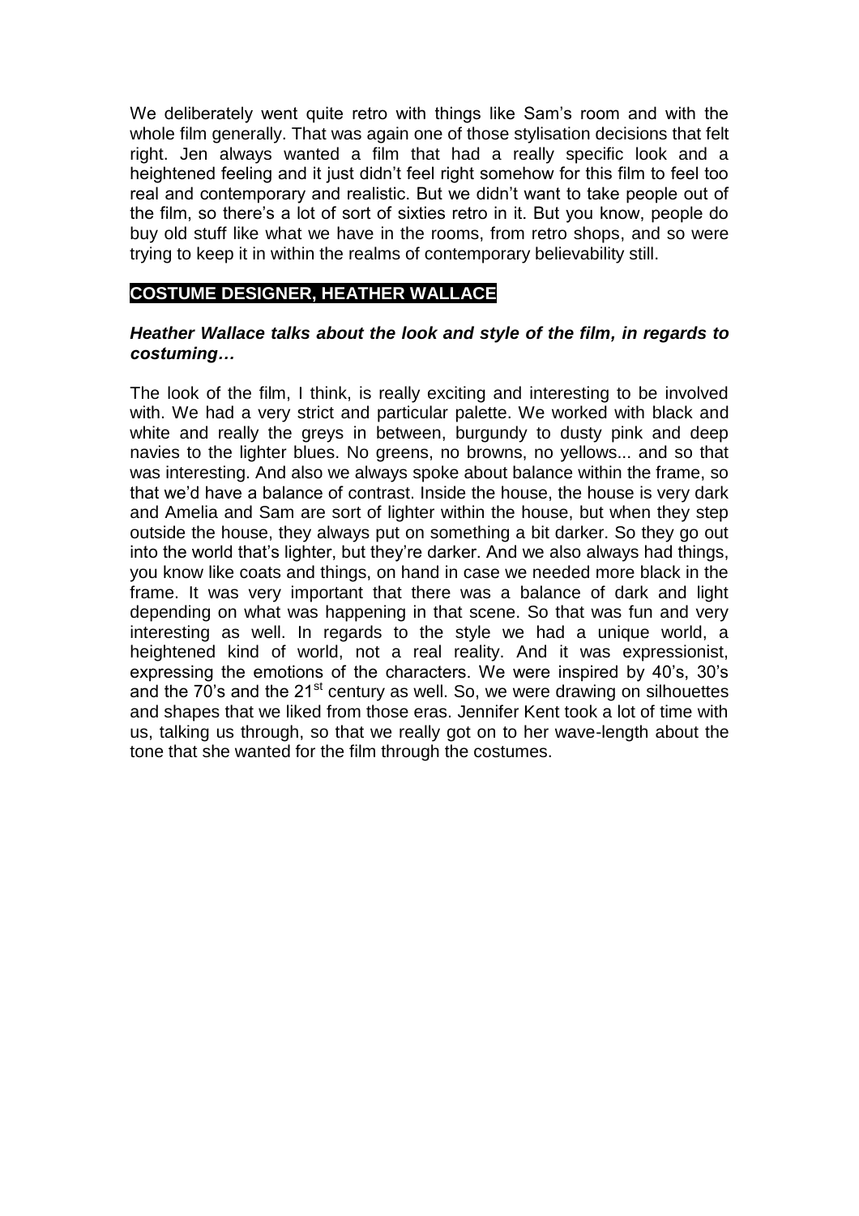We deliberately went quite retro with things like Sam's room and with the whole film generally. That was again one of those stylisation decisions that felt right. Jen always wanted a film that had a really specific look and a heightened feeling and it just didn't feel right somehow for this film to feel too real and contemporary and realistic. But we didn't want to take people out of the film, so there's a lot of sort of sixties retro in it. But you know, people do buy old stuff like what we have in the rooms, from retro shops, and so were trying to keep it in within the realms of contemporary believability still.

## COSTUME DESIGNER, HEATHER WALLACE

***Heather Wallace talks about the look and style of the film, in regards to costuming…***

The look of the film, I think, is really exciting and interesting to be involved with. We had a very strict and particular palette. We worked with black and white and really the greys in between, burgundy to dusty pink and deep navies to the lighter blues. No greens, no browns, no yellows... and so that was interesting. And also we always spoke about balance within the frame, so that we'd have a balance of contrast. Inside the house, the house is very dark and Amelia and Sam are sort of lighter within the house, but when they step outside the house, they always put on something a bit darker. So they go out into the world that's lighter, but they're darker. And we also always had things, you know like coats and things, on hand in case we needed more black in the frame. It was very important that there was a balance of dark and light depending on what was happening in that scene. So that was fun and very interesting as well. In regards to the style we had a unique world, a heightened kind of world, not a real reality. And it was expressionist, expressing the emotions of the characters. We were inspired by 40's, 30's and the 70's and the 21st century as well. So, we were drawing on silhouettes and shapes that we liked from those eras. Jennifer Kent took a lot of time with us, talking us through, so that we really got on to her wave-length about the tone that she wanted for the film through the costumes.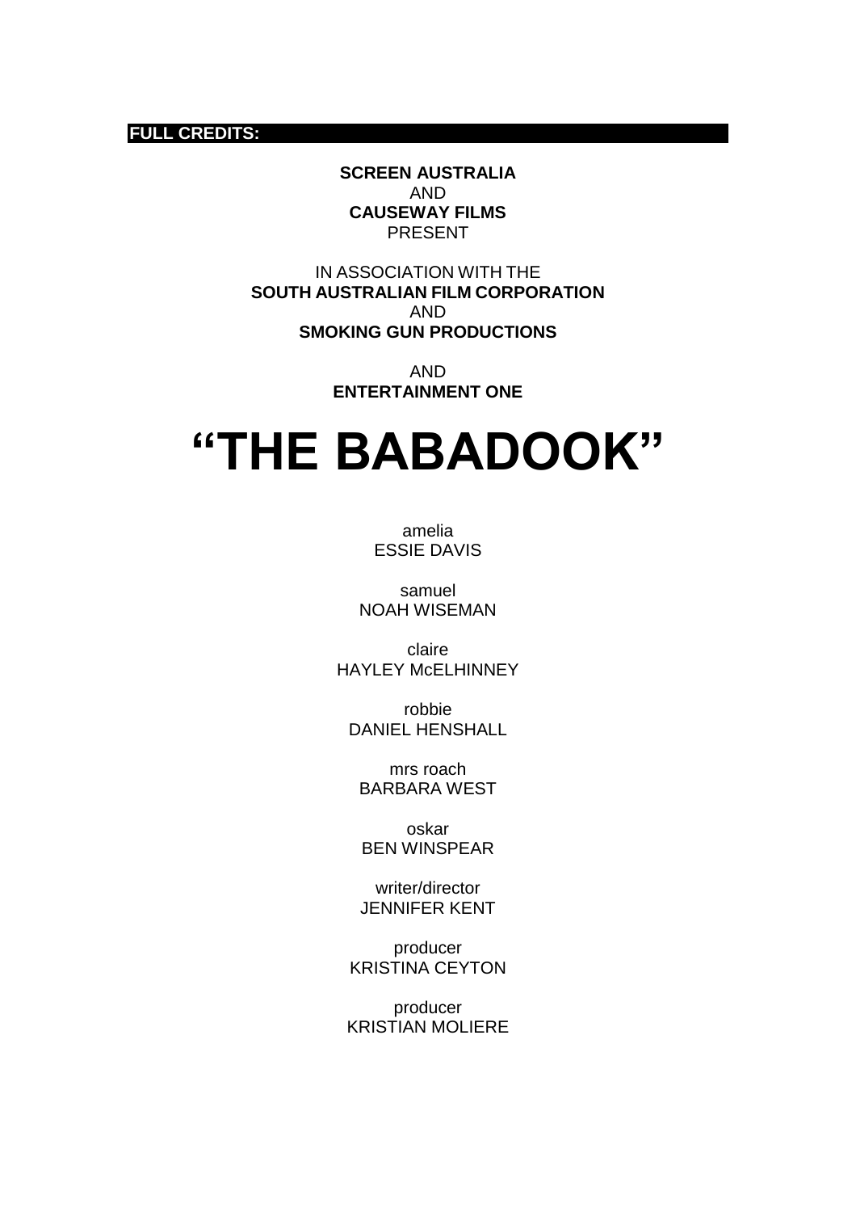## FULL CREDITS:

**SCREEN AUSTRALIA**
AND
**CAUSEWAY FILMS**
PRESENT

IN ASSOCIATION WITH THE
**SOUTH AUSTRALIAN FILM CORPORATION**
AND
**SMOKING GUN PRODUCTIONS**

AND
**ENTERTAINMENT ONE**

# "THE BABADOOK"

amelia
ESSIE DAVIS

samuel
NOAH WISEMAN

claire
HAYLEY McELHINNEY

robbie
DANIEL HENSHALL

mrs roach
BARBARA WEST

oskar
BEN WINSPEAR

writer/director
JENNIFER KENT

producer
KRISTINA CEYTON

producer
KRISTIAN MOLIERE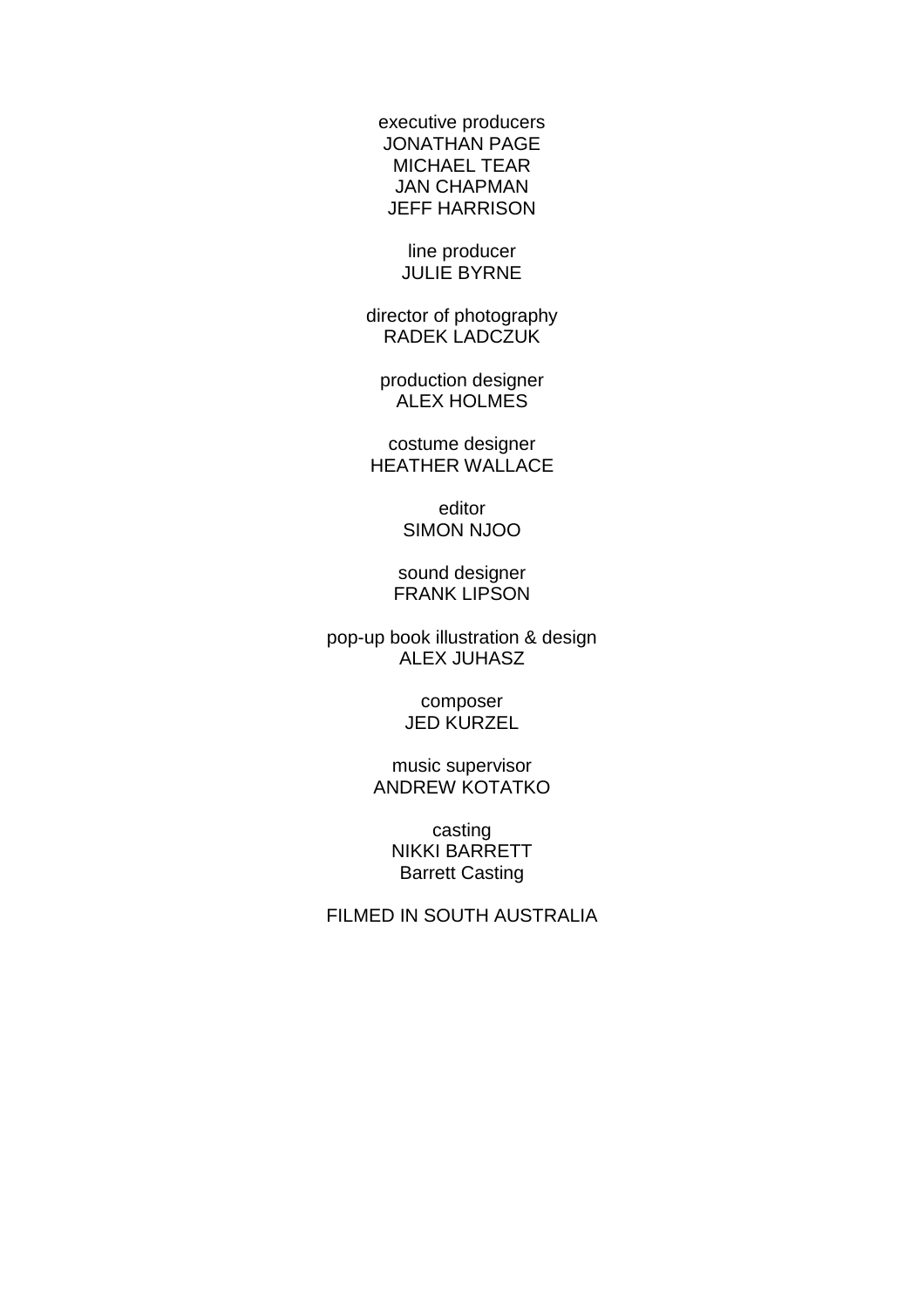executive producers
JONATHAN PAGE
MICHAEL TEAR
JAN CHAPMAN
JEFF HARRISON

line producer
JULIE BYRNE

director of photography
RADEK LADCZUK

production designer
ALEX HOLMES

costume designer
HEATHER WALLACE

editor
SIMON NJOO

sound designer
FRANK LIPSON

pop-up book illustration & design
ALEX JUHASZ

composer
JED KURZEL

music supervisor
ANDREW KOTATKO

casting
NIKKI BARRETT
Barrett Casting

FILMED IN SOUTH AUSTRALIA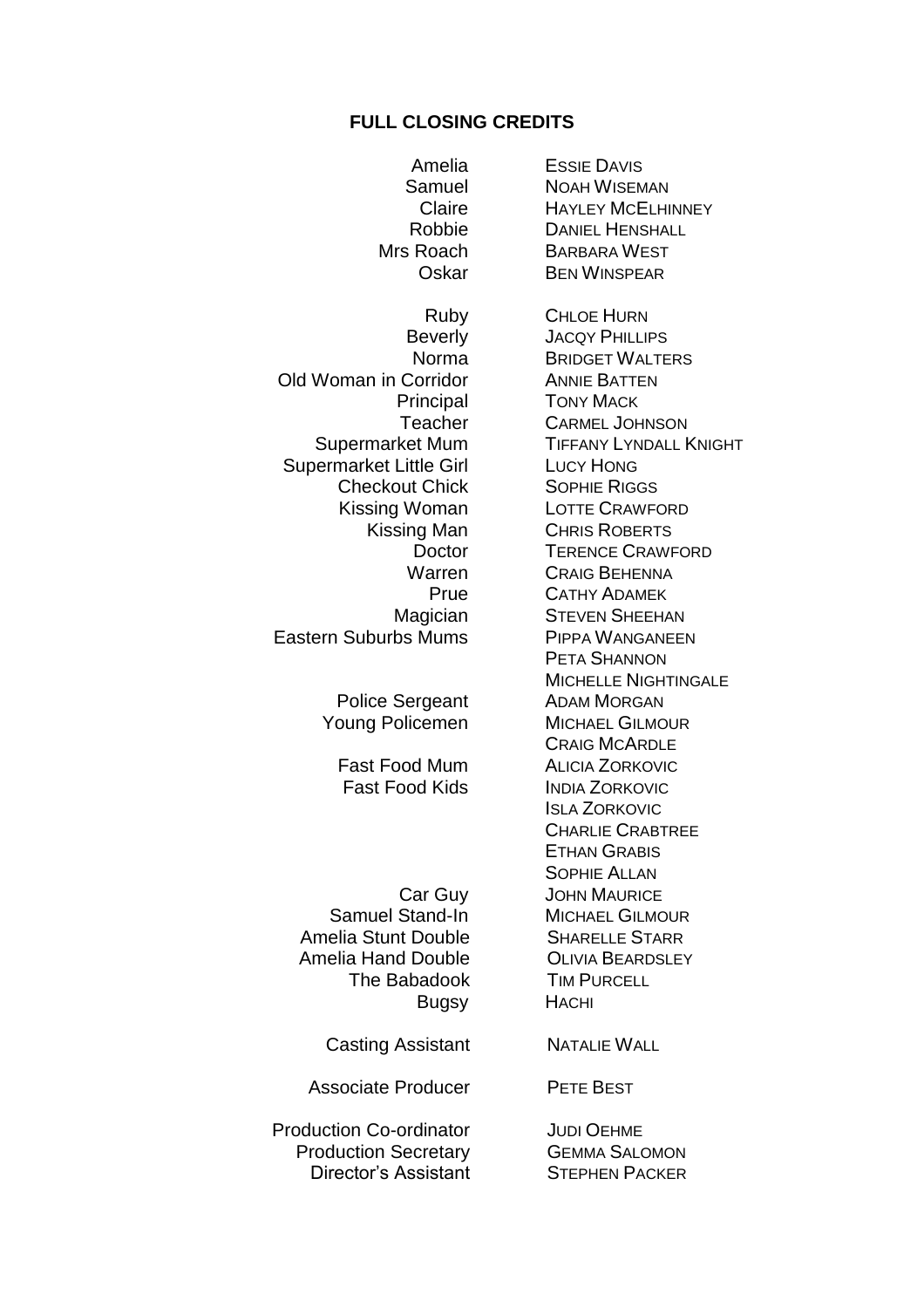**FULL CLOSING CREDITS**

| | |
|---|---|
| Amelia | ESSIE DAVIS |
| Samuel | NOAH WISEMAN |
| Claire | HAYLEY MCELHINNEY |
| Robbie | DANIEL HENSHALL |
| Mrs Roach | BARBARA WEST |
| Oskar | BEN WINSPEAR |
| | |
| Ruby | CHLOE HURN |
| Beverly | JACQY PHILLIPS |
| Norma | BRIDGET WALTERS |
| Old Woman in Corridor | ANNIE BATTEN |
| Principal | TONY MACK |
| Teacher | CARMEL JOHNSON |
| Supermarket Mum | TIFFANY LYNDALL KNIGHT |
| Supermarket Little Girl | LUCY HONG |
| Checkout Chick | SOPHIE RIGGS |
| Kissing Woman | LOTTE CRAWFORD |
| Kissing Man | CHRIS ROBERTS |
| Doctor | TERENCE CRAWFORD |
| Warren | CRAIG BEHENNA |
| Prue | CATHY ADAMEK |
| Magician | STEVEN SHEEHAN |
| Eastern Suburbs Mums | PIPPA WANGANEEN |
| | PETA SHANNON |
| | MICHELLE NIGHTINGALE |
| Police Sergeant | ADAM MORGAN |
| Young Policemen | MICHAEL GILMOUR |
| | CRAIG MCARDLE |
| Fast Food Mum | ALICIA ZORKOVIC |
| Fast Food Kids | INDIA ZORKOVIC |
| | ISLA ZORKOVIC |
| | CHARLIE CRABTREE |
| | ETHAN GRABIS |
| | SOPHIE ALLAN |
| Car Guy | JOHN MAURICE |
| Samuel Stand-In | MICHAEL GILMOUR |
| Amelia Stunt Double | SHARELLE STARR |
| Amelia Hand Double | OLIVIA BEARDSLEY |
| The Babadook | TIM PURCELL |
| Bugsy | HACHI |
| | |
| Casting Assistant | NATALIE WALL |
| | |
| Associate Producer | PETE BEST |
| | |
| Production Co-ordinator | JUDI OEHME |
| Production Secretary | GEMMA SALOMON |
| Director's Assistant | STEPHEN PACKER |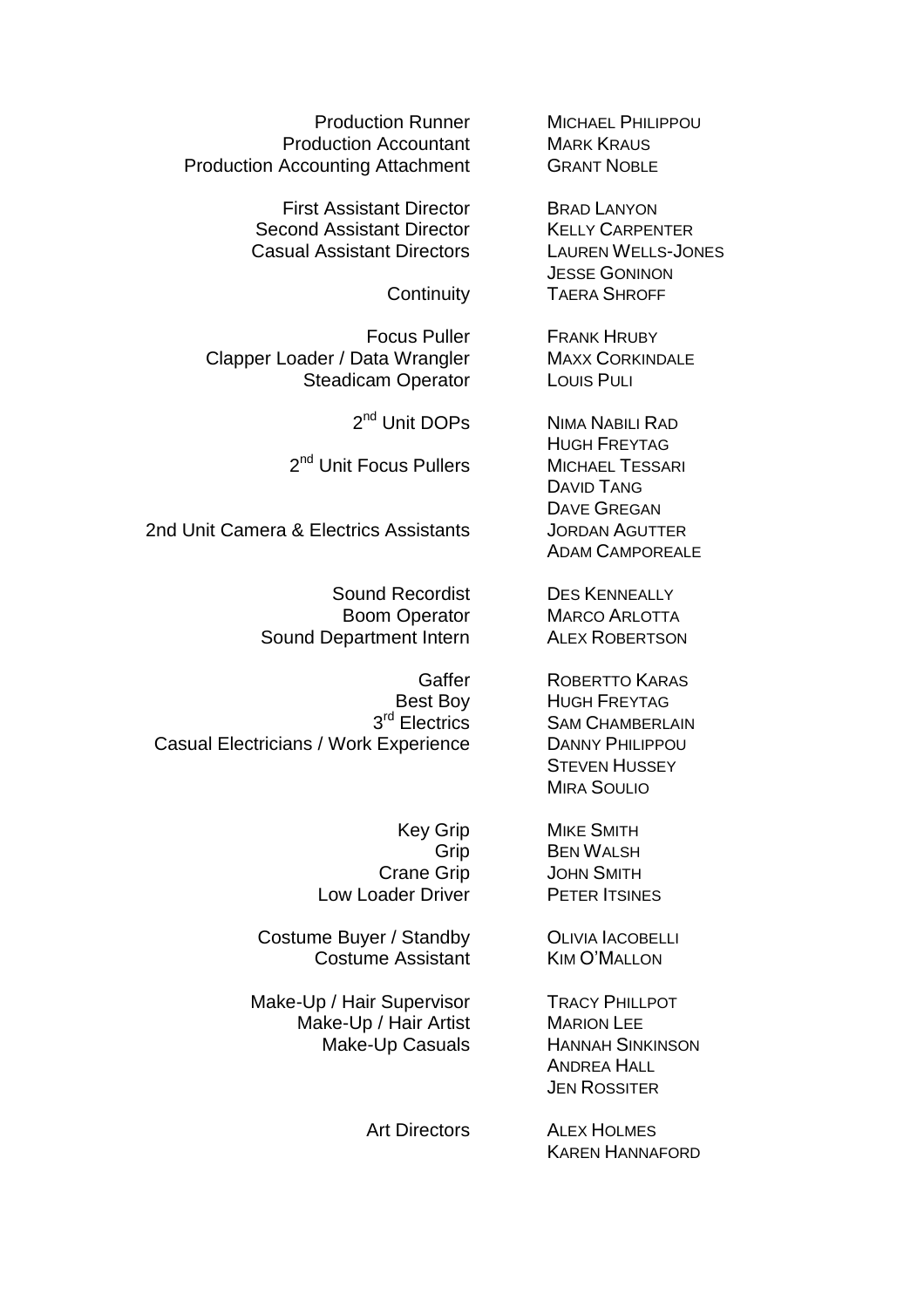| Role | Name |
| --- | --- |
| Production Runner | Michael Philippou |
| Production Accountant | Mark Kraus |
| Production Accounting Attachment | Grant Noble |
| | |
| First Assistant Director | Brad Lanyon |
| Second Assistant Director | Kelly Carpenter |
| Casual Assistant Directors | Lauren Wells-Jones |
| | Jesse Goninon |
| Continuity | Taera Shroff |
| | |
| Focus Puller | Frank Hruby |
| Clapper Loader / Data Wrangler | Maxx Corkindale |
| Steadicam Operator | Louis Puli |
| | |
| 2nd Unit DOPs | Nima Nabili Rad |
| | Hugh Freytag |
| 2nd Unit Focus Pullers | Michael Tessari |
| | David Tang |
| | Dave Gregan |
| 2nd Unit Camera & Electrics Assistants | Jordan Agutter |
| | Adam Camporeale |
| | |
| Sound Recordist | Des Kenneally |
| Boom Operator | Marco Arlotta |
| Sound Department Intern | Alex Robertson |
| | |
| Gaffer | Robertto Karas |
| Best Boy | Hugh Freytag |
| 3rd Electrics | Sam Chamberlain |
| Casual Electricians / Work Experience | Danny Philippou |
| | Steven Hussey |
| | Mira Soulio |
| | |
| Key Grip | Mike Smith |
| Grip | Ben Walsh |
| Crane Grip | John Smith |
| Low Loader Driver | Peter Itsines |
| | |
| Costume Buyer / Standby | Olivia Iacobelli |
| Costume Assistant | Kim O'Mallon |
| | |
| Make-Up / Hair Supervisor | Tracy Phillpot |
| Make-Up / Hair Artist | Marion Lee |
| Make-Up Casuals | Hannah Sinkinson |
| | Andrea Hall |
| | Jen Rossiter |
| | |
| Art Directors | Alex Holmes |
| | Karen Hannaford |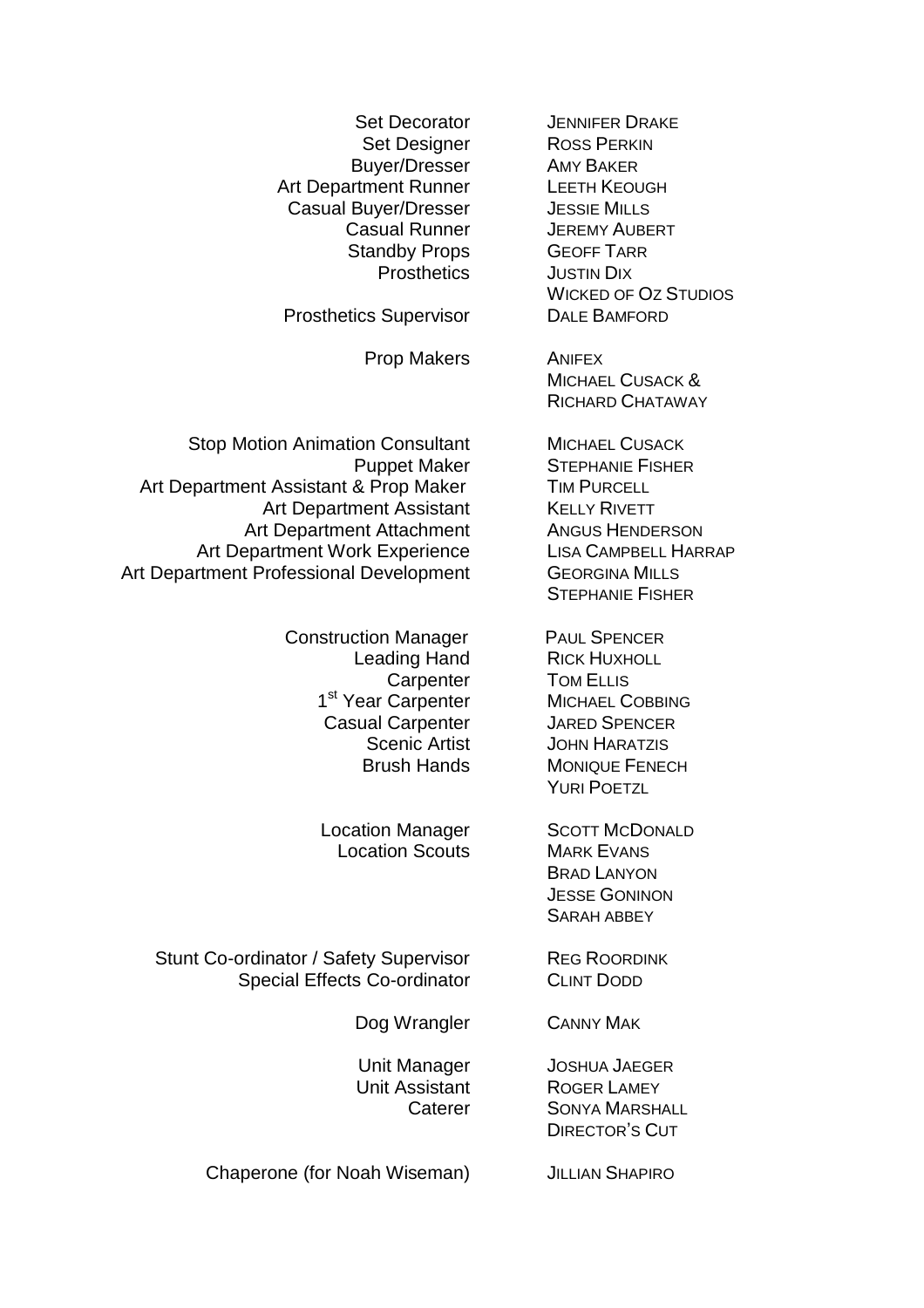| | |
|---|---|
| Set Decorator | JENNIFER DRAKE |
| Set Designer | ROSS PERKIN |
| Buyer/Dresser | AMY BAKER |
| Art Department Runner | LEETH KEOUGH |
| Casual Buyer/Dresser | JESSIE MILLS |
| Casual Runner | JEREMY AUBERT |
| Standby Props | GEOFF TARR |
| Prosthetics | JUSTIN DIX |
| | WICKED OF OZ STUDIOS |
| Prosthetics Supervisor | DALE BAMFORD |
| | |
| Prop Makers | ANIFEX |
| | MICHAEL CUSACK & |
| | RICHARD CHATAWAY |
| | |
| Stop Motion Animation Consultant | MICHAEL CUSACK |
| Puppet Maker | STEPHANIE FISHER |
| Art Department Assistant & Prop Maker | TIM PURCELL |
| Art Department Assistant | KELLY RIVETT |
| Art Department Attachment | ANGUS HENDERSON |
| Art Department Work Experience | LISA CAMPBELL HARRAP |
| Art Department Professional Development | GEORGINA MILLS |
| | STEPHANIE FISHER |
| | |
| Construction Manager | PAUL SPENCER |
| Leading Hand | RICK HUXHOLL |
| Carpenter | TOM ELLIS |
| 1st Year Carpenter | MICHAEL COBBING |
| Casual Carpenter | JARED SPENCER |
| Scenic Artist | JOHN HARATZIS |
| Brush Hands | MONIQUE FENECH |
| | YURI POETZL |
| | |
| Location Manager | SCOTT MCDONALD |
| Location Scouts | MARK EVANS |
| | BRAD LANYON |
| | JESSE GONINON |
| | SARAH ABBEY |
| | |
| Stunt Co-ordinator / Safety Supervisor | REG ROORDINK |
| Special Effects Co-ordinator | CLINT DODD |
| | |
| Dog Wrangler | CANNY MAK |
| | |
| Unit Manager | JOSHUA JAEGER |
| Unit Assistant | ROGER LAMEY |
| Caterer | SONYA MARSHALL |
| | DIRECTOR'S CUT |
| | |
| Chaperone (for Noah Wiseman) | JILLIAN SHAPIRO |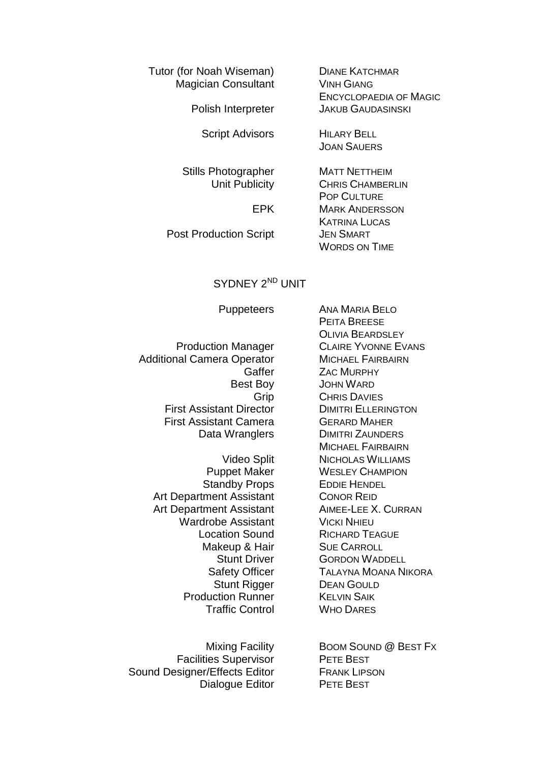| | |
|---|---|
| Tutor (for Noah Wiseman) | Diane Katchmar |
| Magician Consultant | Vinh Giang |
| | Encyclopaedia of Magic |
| Polish Interpreter | Jakub Gaudasinski |
| Script Advisors | Hilary Bell |
| | Joan Sauers |
| Stills Photographer | Matt Nettheim |
| Unit Publicity | Chris Chamberlin |
| | Pop Culture |
| EPK | Mark Andersson |
| | Katrina Lucas |
| Post Production Script | Jen Smart |
| | Words on Time |

## SYDNEY 2ND UNIT

| | |
|---|---|
| Puppeteers | Ana Maria Belo |
| | Peita Breese |
| | Olivia Beardsley |
| Production Manager | Claire Yvonne Evans |
| Additional Camera Operator | Michael Fairbairn |
| Gaffer | Zac Murphy |
| Best Boy | John Ward |
| Grip | Chris Davies |
| First Assistant Director | Dimitri Ellerington |
| First Assistant Camera | Gerard Maher |
| Data Wranglers | Dimitri Zaunders |
| | Michael Fairbairn |
| Video Split | Nicholas Williams |
| Puppet Maker | Wesley Champion |
| Standby Props | Eddie Hendel |
| Art Department Assistant | Conor Reid |
| Art Department Assistant | Aimee-Lee X. Curran |
| Wardrobe Assistant | Vicki Nhieu |
| Location Sound | Richard Teague |
| Makeup & Hair | Sue Carroll |
| Stunt Driver | Gordon Waddell |
| Safety Officer | Talayna Moana Nikora |
| Stunt Rigger | Dean Gould |
| Production Runner | Kelvin Saik |
| Traffic Control | Who Dares |

| | |
|---|---|
| Mixing Facility | Boom Sound @ Best Fx |
| Facilities Supervisor | Pete Best |
| Sound Designer/Effects Editor | Frank Lipson |
| Dialogue Editor | Pete Best |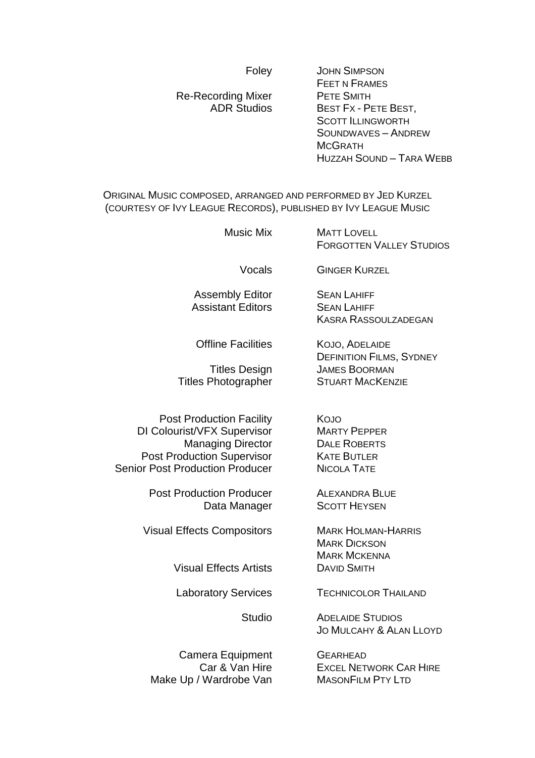| | |
|---|---|
| Foley | JOHN SIMPSON |
| | FEET N FRAMES |
| Re-Recording Mixer | PETE SMITH |
| ADR Studios | BEST FX - PETE BEST, |
| | SCOTT ILLINGWORTH |
| | SOUNDWAVES – ANDREW MCGRATH |
| | HUZZAH SOUND – TARA WEBB |

ORIGINAL MUSIC COMPOSED, ARRANGED AND PERFORMED BY JED KURZEL (COURTESY OF IVY LEAGUE RECORDS), PUBLISHED BY IVY LEAGUE MUSIC

| | |
|---|---|
| Music Mix | MATT LOVELL |
| | FORGOTTEN VALLEY STUDIOS |
| Vocals | GINGER KURZEL |
| Assembly Editor | SEAN LAHIFF |
| Assistant Editors | SEAN LAHIFF |
| | KASRA RASSOULZADEGAN |
| Offline Facilities | KOJO, ADELAIDE |
| | DEFINITION FILMS, SYDNEY |
| Titles Design | JAMES BOORMAN |
| Titles Photographer | STUART MACKENZIE |
| Post Production Facility | KOJO |
| DI Colourist/VFX Supervisor | MARTY PEPPER |
| Managing Director | DALE ROBERTS |
| Post Production Supervisor | KATE BUTLER |
| Senior Post Production Producer | NICOLA TATE |
| Post Production Producer | ALEXANDRA BLUE |
| Data Manager | SCOTT HEYSEN |
| Visual Effects Compositors | MARK HOLMAN-HARRIS |
| | MARK DICKSON |
| | MARK MCKENNA |
| Visual Effects Artists | DAVID SMITH |
| Laboratory Services | TECHNICOLOR THAILAND |
| Studio | ADELAIDE STUDIOS |
| | JO MULCAHY & ALAN LLOYD |
| Camera Equipment | GEARHEAD |
| Car & Van Hire | EXCEL NETWORK CAR HIRE |
| Make Up / Wardrobe Van | MASONFILM PTY LTD |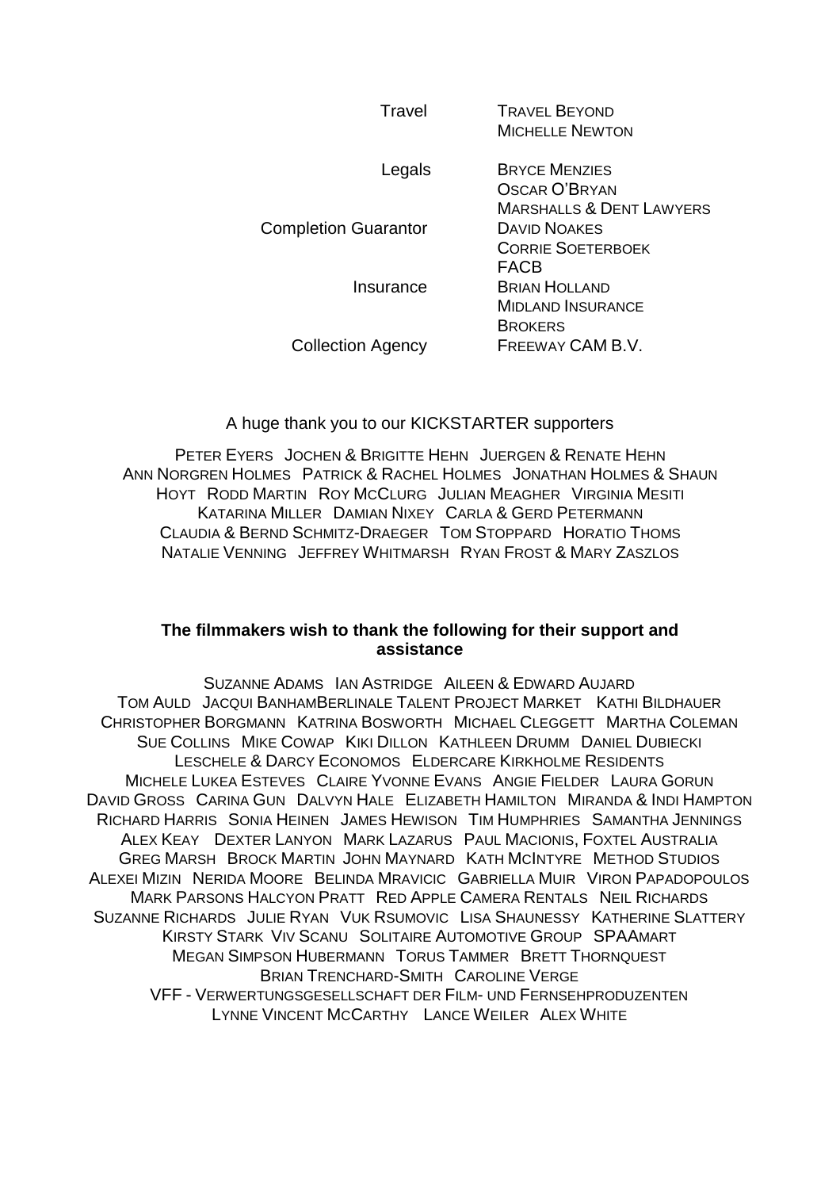| | |
|---|---|
| Travel | TRAVEL BEYOND<br>MICHELLE NEWTON |
| Legals | BRYCE MENZIES<br>OSCAR O'BRYAN<br>MARSHALLS & DENT LAWYERS |
| Completion Guarantor | DAVID NOAKES<br>CORRIE SOETERBOEK<br>FACB |
| Insurance | BRIAN HOLLAND<br>MIDLAND INSURANCE<br>BROKERS |
| Collection Agency | FREEWAY CAM B.V. |

A huge thank you to our KICKSTARTER supporters

PETER EYERS JOCHEN & BRIGITTE HEHN JUERGEN & RENATE HEHN ANN NORGREN HOLMES PATRICK & RACHEL HOLMES JONATHAN HOLMES & SHAUN HOYT RODD MARTIN ROY MCCLURG JULIAN MEAGHER VIRGINIA MESITI KATARINA MILLER DAMIAN NIXEY CARLA & GERD PETERMANN CLAUDIA & BERND SCHMITZ-DRAEGER TOM STOPPARD HORATIO THOMS NATALIE VENNING JEFFREY WHITMARSH RYAN FROST & MARY ZASZLOS

**The filmmakers wish to thank the following for their support and assistance**

SUZANNE ADAMS IAN ASTRIDGE AILEEN & EDWARD AUJARD TOM AULD JACQUI BANHAMBERLINALE TALENT PROJECT MARKET KATHI BILDHAUER CHRISTOPHER BORGMANN KATRINA BOSWORTH MICHAEL CLEGGETT MARTHA COLEMAN SUE COLLINS MIKE COWAP KIKI DILLON KATHLEEN DRUMM DANIEL DUBIECKI LESCHELE & DARCY ECONOMOS ELDERCARE KIRKHOLME RESIDENTS MICHELE LUKEA ESTEVES CLAIRE YVONNE EVANS ANGIE FIELDER LAURA GORUN DAVID GROSS CARINA GUN DALVYN HALE ELIZABETH HAMILTON MIRANDA & INDI HAMPTON RICHARD HARRIS SONIA HEINEN JAMES HEWISON TIM HUMPHRIES SAMANTHA JENNINGS ALEX KEAY DEXTER LANYON MARK LAZARUS PAUL MACIONIS, FOXTEL AUSTRALIA GREG MARSH BROCK MARTIN JOHN MAYNARD KATH MCINTYRE METHOD STUDIOS ALEXEI MIZIN NERIDA MOORE BELINDA MRAVICIC GABRIELLA MUIR VIRON PAPADOPOULOS MARK PARSONS HALCYON PRATT RED APPLE CAMERA RENTALS NEIL RICHARDS SUZANNE RICHARDS JULIE RYAN VUK RSUMOVIC LISA SHAUNESSY KATHERINE SLATTERY KIRSTY STARK VIV SCANU SOLITAIRE AUTOMOTIVE GROUP SPAAMART MEGAN SIMPSON HUBERMANN TORUS TAMMER BRETT THORNQUEST BRIAN TRENCHARD-SMITH CAROLINE VERGE VFF - VERWERTUNGSGESELLSCHAFT DER FILM- UND FERNSEHPRODUZENTEN LYNNE VINCENT MCCARTHY LANCE WEILER ALEX WHITE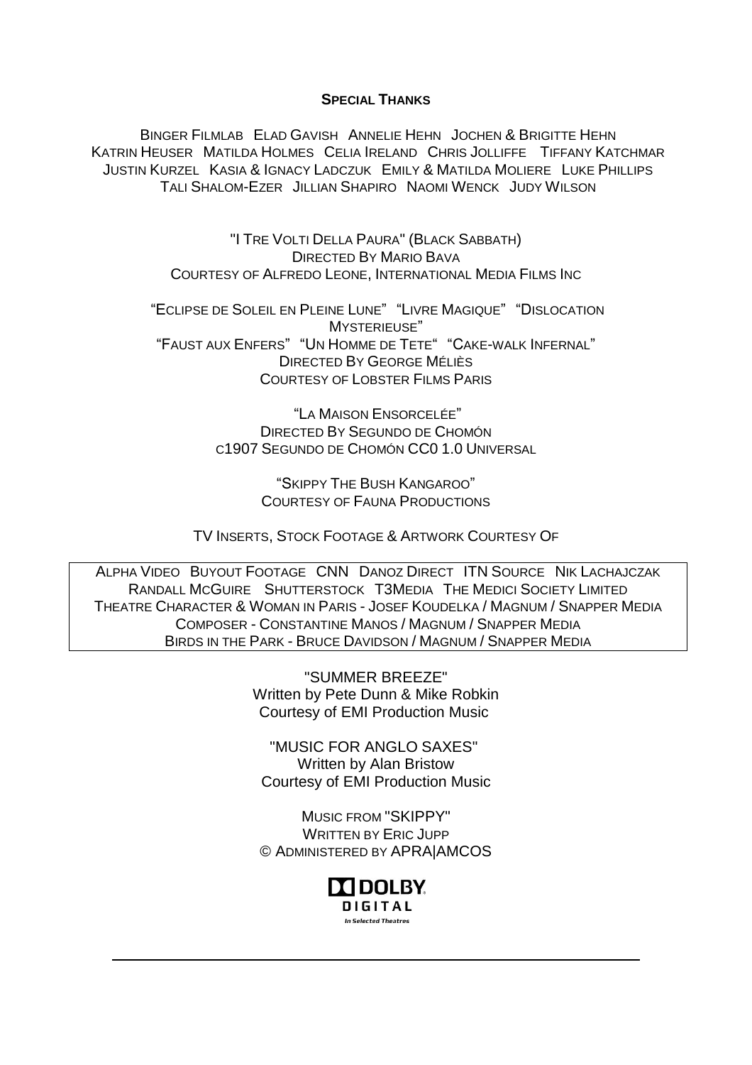## SPECIAL THANKS

BINGER FILMLAB ELAD GAVISH ANNELIE HEHN JOCHEN & BRIGITTE HEHN
KATRIN HEUSER MATILDA HOLMES CELIA IRELAND CHRIS JOLLIFFE TIFFANY KATCHMAR
JUSTIN KURZEL KASIA & IGNACY LADCZUK EMILY & MATILDA MOLIERE LUKE PHILLIPS
TALI SHALOM-EZER JILLIAN SHAPIRO NAOMI WENCK JUDY WILSON

"I TRE VOLTI DELLA PAURA" (BLACK SABBATH)
DIRECTED BY MARIO BAVA
COURTESY OF ALFREDO LEONE, INTERNATIONAL MEDIA FILMS INC

"ECLIPSE DE SOLEIL EN PLEINE LUNE" "LIVRE MAGIQUE" "DISLOCATION MYSTERIEUSE"
"FAUST AUX ENFERS" "UN HOMME DE TETE" "CAKE-WALK INFERNAL"
DIRECTED BY GEORGE MÉLIÈS
COURTESY OF LOBSTER FILMS PARIS

"LA MAISON ENSORCELÉE"
DIRECTED BY SEGUNDO DE CHOMÓN
C1907 SEGUNDO DE CHOMÓN CC0 1.0 UNIVERSAL

"SKIPPY THE BUSH KANGAROO"
COURTESY OF FAUNA PRODUCTIONS

TV INSERTS, STOCK FOOTAGE & ARTWORK COURTESY OF

ALPHA VIDEO BUYOUT FOOTAGE CNN DANOZ DIRECT ITN SOURCE NIK LACHAJCZAK
RANDALL MCGUIRE SHUTTERSTOCK T3MEDIA THE MEDICI SOCIETY LIMITED
THEATRE CHARACTER & WOMAN IN PARIS - JOSEF KOUDELKA / MAGNUM / SNAPPER MEDIA
COMPOSER - CONSTANTINE MANOS / MAGNUM / SNAPPER MEDIA
BIRDS IN THE PARK - BRUCE DAVIDSON / MAGNUM / SNAPPER MEDIA

"SUMMER BREEZE"
Written by Pete Dunn & Mike Robkin
Courtesy of EMI Production Music

"MUSIC FOR ANGLO SAXES"
Written by Alan Bristow
Courtesy of EMI Production Music

MUSIC FROM "SKIPPY"
WRITTEN BY ERIC JUPP
© ADMINISTERED BY APRA|AMCOS

DOLBY
DIGITAL
In Selected Theatres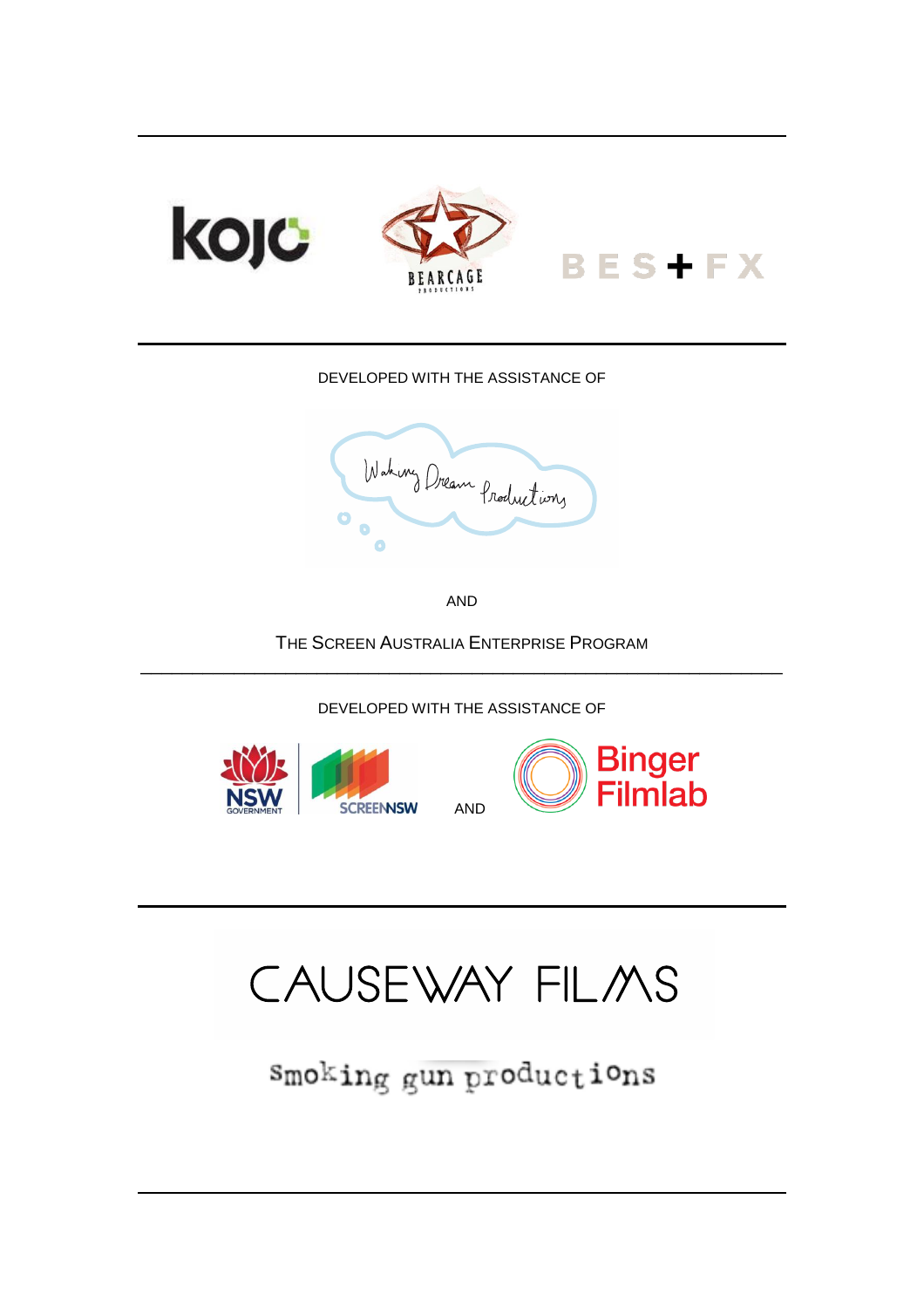---

kojo

BEARCAGE PRODUCTIONS

BES+FX

---

DEVELOPED WITH THE ASSISTANCE OF

Waking Dream Productions

AND

THE SCREEN AUSTRALIA ENTERPRISE PROGRAM

---

DEVELOPED WITH THE ASSISTANCE OF

NSW GOVERNMENT | SCREENNSW AND Binger Filmlab

---

CAUSEWAY FILMS

smoking gun productions

---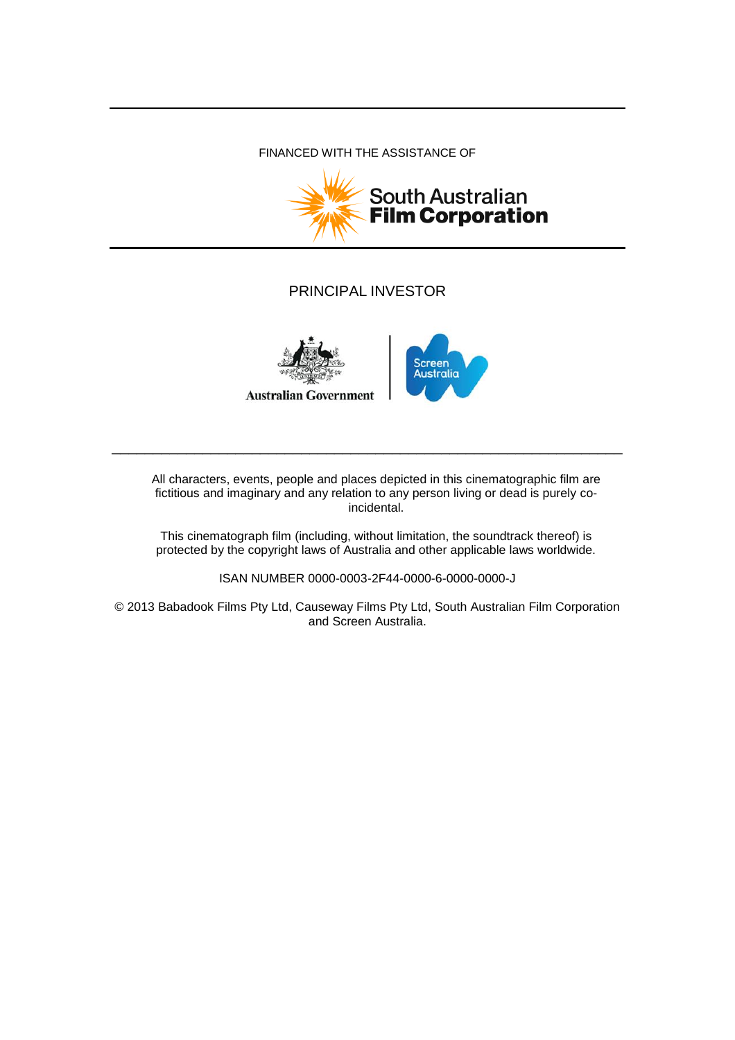---

FINANCED WITH THE ASSISTANCE OF

South Australian
Film Corporation

---

PRINCIPAL INVESTOR

Australian Government | Screen Australia

---

All characters, events, people and places depicted in this cinematographic film are fictitious and imaginary and any relation to any person living or dead is purely co-incidental.

This cinematograph film (including, without limitation, the soundtrack thereof) is protected by the copyright laws of Australia and other applicable laws worldwide.

ISAN NUMBER 0000-0003-2F44-0000-6-0000-0000-J

© 2013 Babadook Films Pty Ltd, Causeway Films Pty Ltd, South Australian Film Corporation and Screen Australia.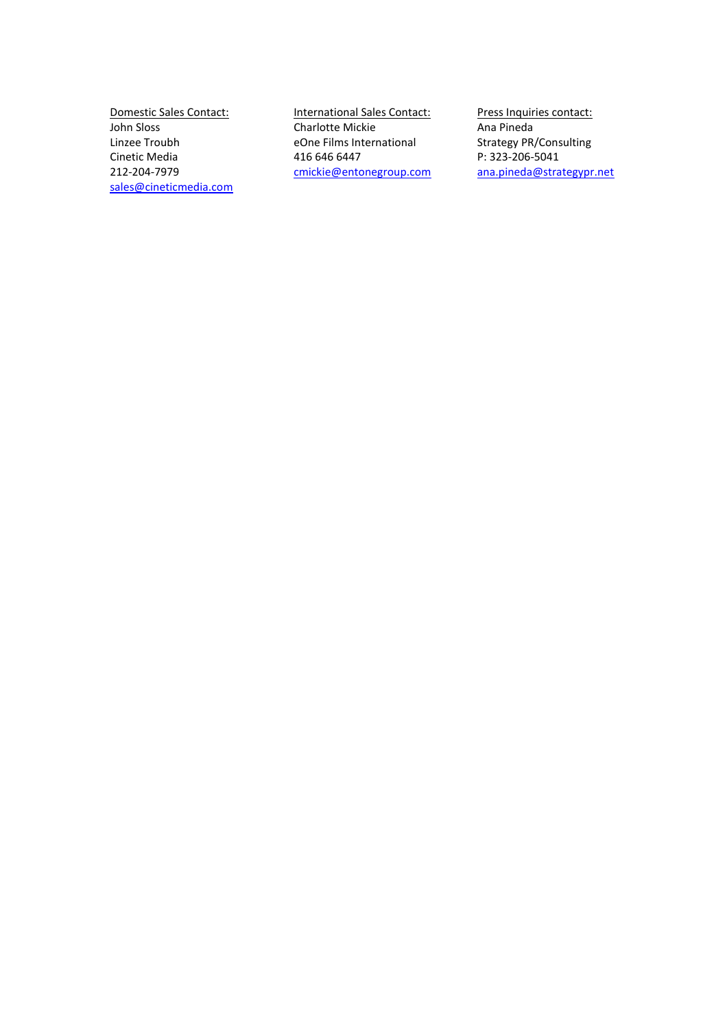Domestic Sales Contact:
John Sloss
Linzee Troubh
Cinetic Media
212-204-7979
sales@cineticmedia.com

International Sales Contact:
Charlotte Mickie
eOne Films International
416 646 6447
cmickie@entonegroup.com

Press Inquiries contact:
Ana Pineda
Strategy PR/Consulting
P: 323-206-5041
ana.pineda@strategypr.net